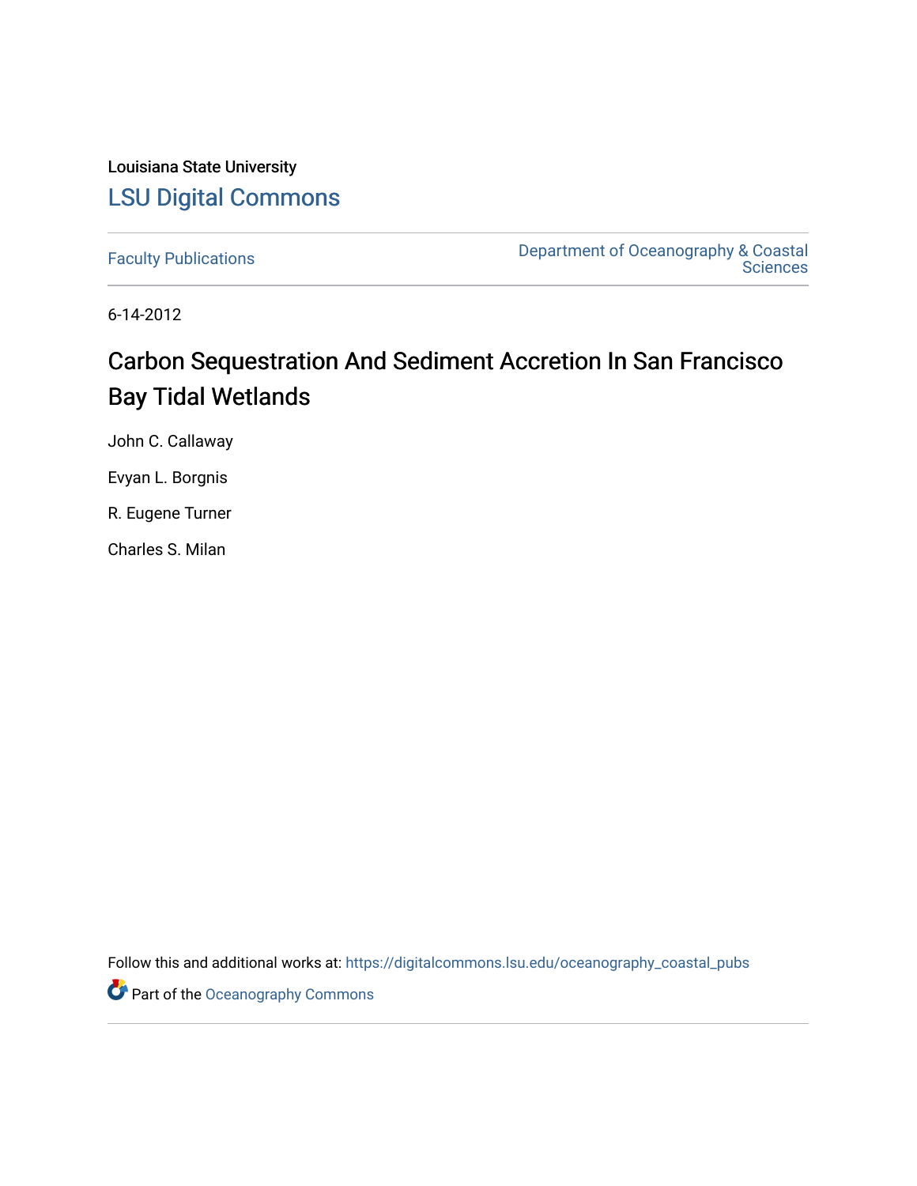Louisiana State University

# LSU Digital Commons

Faculty Publications | Department of Oceanography & Coastal Sciences

6-14-2012

## Carbon Sequestration And Sediment Accretion In San Francisco Bay Tidal Wetlands

John C. Callaway

Evyan L. Borgnis

R. Eugene Turner

Charles S. Milan

Follow this and additional works at: https://digitalcommons.lsu.edu/oceanography_coastal_pubs

Part of the Oceanography Commons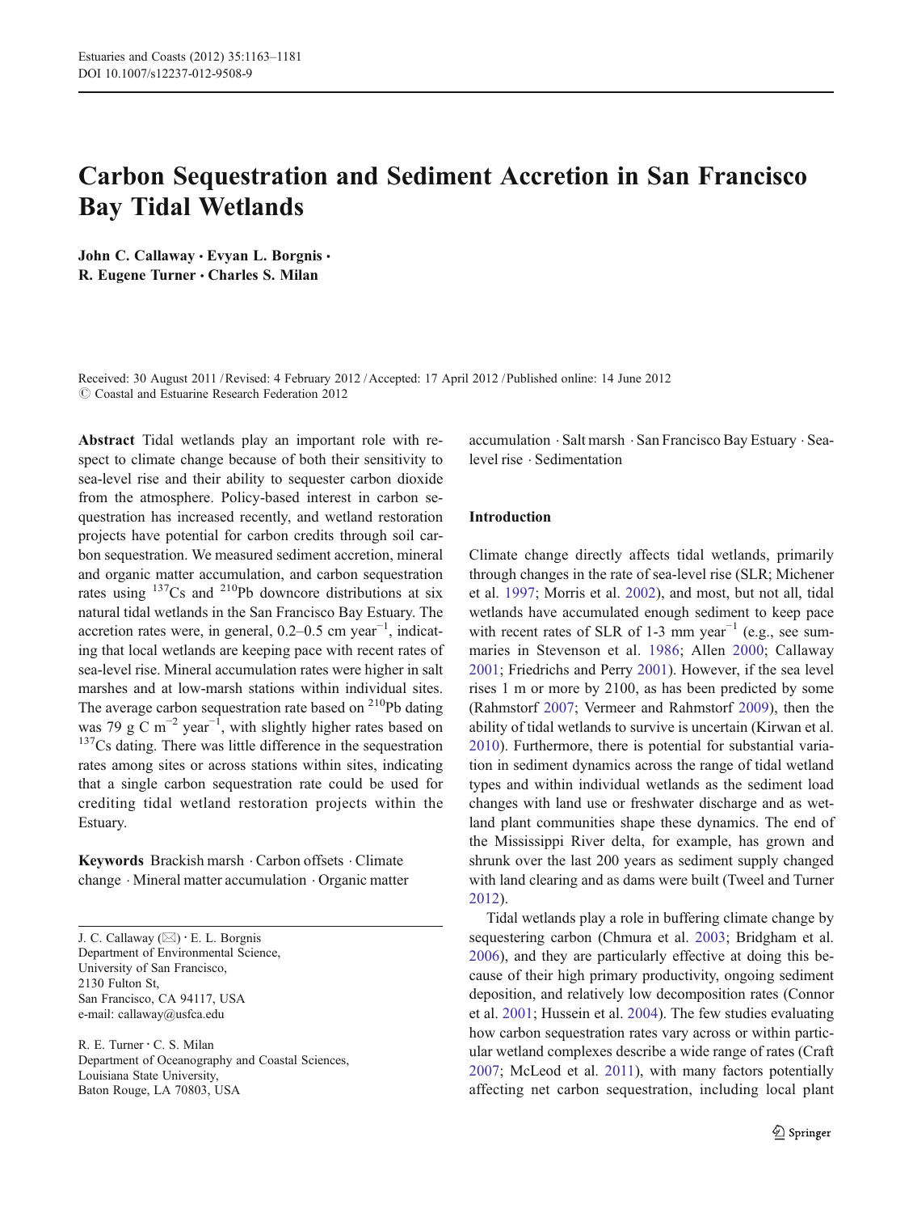# Carbon Sequestration and Sediment Accretion in San Francisco Bay Tidal Wetlands

**John C. Callaway · Evyan L. Borgnis · R. Eugene Turner · Charles S. Milan**

Received: 30 August 2011 / Revised: 4 February 2012 / Accepted: 17 April 2012 / Published online: 14 June 2012
© Coastal and Estuarine Research Federation 2012

**Abstract** Tidal wetlands play an important role with respect to climate change because of both their sensitivity to sea-level rise and their ability to sequester carbon dioxide from the atmosphere. Policy-based interest in carbon sequestration has increased recently, and wetland restoration projects have potential for carbon credits through soil carbon sequestration. We measured sediment accretion, mineral and organic matter accumulation, and carbon sequestration rates using $^{137}$Cs and $^{210}$Pb downcore distributions at six natural tidal wetlands in the San Francisco Bay Estuary. The accretion rates were, in general, 0.2–0.5 cm year$^{-1}$, indicating that local wetlands are keeping pace with recent rates of sea-level rise. Mineral accumulation rates were higher in salt marshes and at low-marsh stations within individual sites. The average carbon sequestration rate based on $^{210}$Pb dating was 79 g C m$^{-2}$ year$^{-1}$, with slightly higher rates based on $^{137}$Cs dating. There was little difference in the sequestration rates among sites or across stations within sites, indicating that a single carbon sequestration rate could be used for crediting tidal wetland restoration projects within the Estuary.

**Keywords** Brackish marsh · Carbon offsets · Climate change · Mineral matter accumulation · Organic matter accumulation · Salt marsh · San Francisco Bay Estuary · Sea-level rise · Sedimentation

J. C. Callaway (✉) · E. L. Borgnis
Department of Environmental Science,
University of San Francisco,
2130 Fulton St,
San Francisco, CA 94117, USA
e-mail: callaway@usfca.edu

R. E. Turner · C. S. Milan
Department of Oceanography and Coastal Sciences,
Louisiana State University,
Baton Rouge, LA 70803, USA

## Introduction

Climate change directly affects tidal wetlands, primarily through changes in the rate of sea-level rise (SLR; Michener et al. 1997; Morris et al. 2002), and most, but not all, tidal wetlands have accumulated enough sediment to keep pace with recent rates of SLR of 1-3 mm year$^{-1}$ (e.g., see summaries in Stevenson et al. 1986; Allen 2000; Callaway 2001; Friedrichs and Perry 2001). However, if the sea level rises 1 m or more by 2100, as has been predicted by some (Rahmstorf 2007; Vermeer and Rahmstorf 2009), then the ability of tidal wetlands to survive is uncertain (Kirwan et al. 2010). Furthermore, there is potential for substantial variation in sediment dynamics across the range of tidal wetland types and within individual wetlands as the sediment load changes with land use or freshwater discharge and as wetland plant communities shape these dynamics. The end of the Mississippi River delta, for example, has grown and shrunk over the last 200 years as sediment supply changed with land clearing and as dams were built (Tweel and Turner 2012).

Tidal wetlands play a role in buffering climate change by sequestering carbon (Chmura et al. 2003; Bridgham et al. 2006), and they are particularly effective at doing this because of their high primary productivity, ongoing sediment deposition, and relatively low decomposition rates (Connor et al. 2001; Hussein et al. 2004). The few studies evaluating how carbon sequestration rates vary across or within particular wetland complexes describe a wide range of rates (Craft 2007; McLeod et al. 2011), with many factors potentially affecting net carbon sequestration, including local plant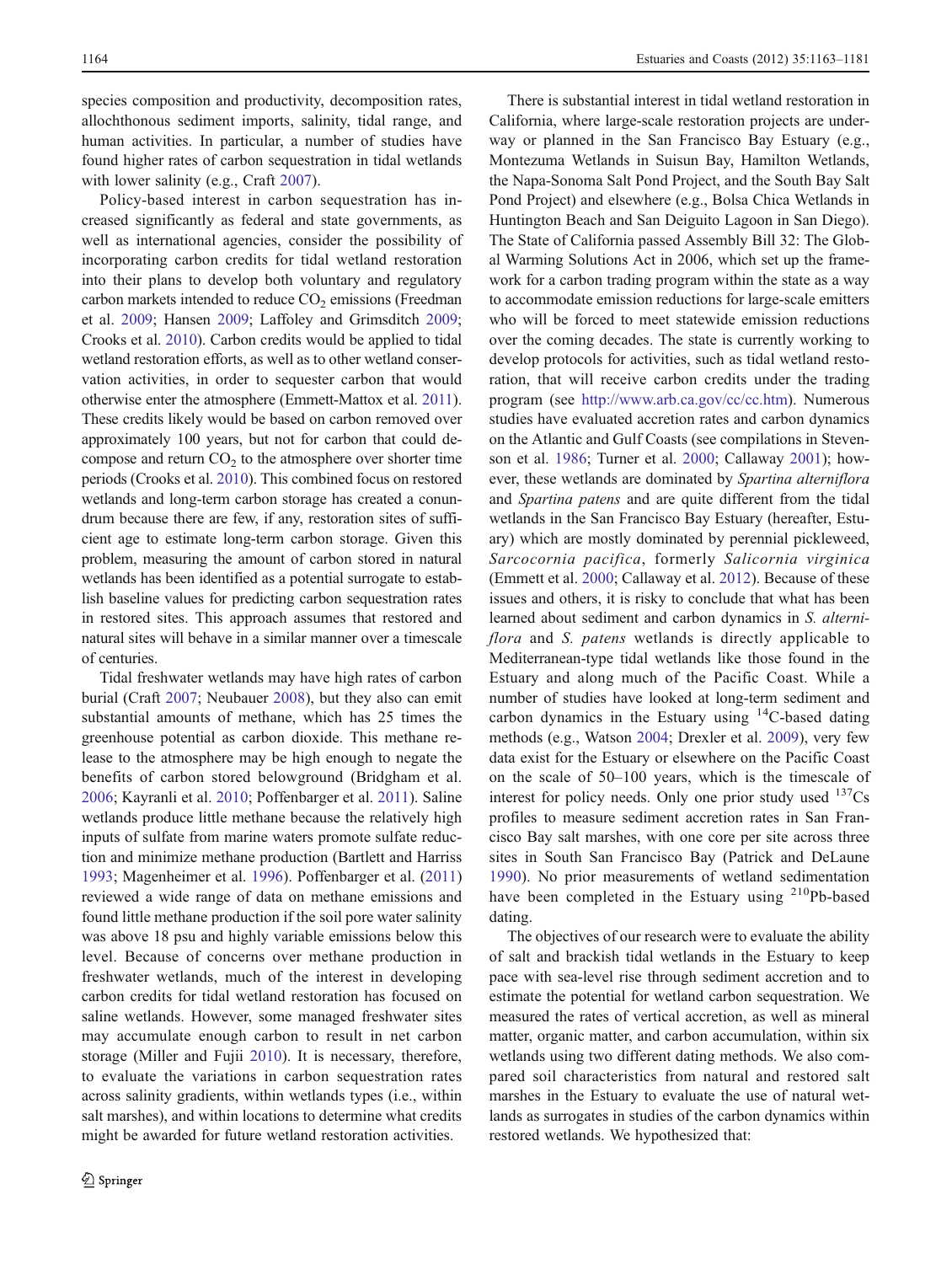species composition and productivity, decomposition rates, allochthonous sediment imports, salinity, tidal range, and human activities. In particular, a number of studies have found higher rates of carbon sequestration in tidal wetlands with lower salinity (e.g., Craft 2007).

Policy-based interest in carbon sequestration has increased significantly as federal and state governments, as well as international agencies, consider the possibility of incorporating carbon credits for tidal wetland restoration into their plans to develop both voluntary and regulatory carbon markets intended to reduce $CO_2$ emissions (Freedman et al. 2009; Hansen 2009; Laffoley and Grimsditch 2009; Crooks et al. 2010). Carbon credits would be applied to tidal wetland restoration efforts, as well as to other wetland conservation activities, in order to sequester carbon that would otherwise enter the atmosphere (Emmett-Mattox et al. 2011). These credits likely would be based on carbon removed over approximately 100 years, but not for carbon that could decompose and return $CO_2$ to the atmosphere over shorter time periods (Crooks et al. 2010). This combined focus on restored wetlands and long-term carbon storage has created a conundrum because there are few, if any, restoration sites of sufficient age to estimate long-term carbon storage. Given this problem, measuring the amount of carbon stored in natural wetlands has been identified as a potential surrogate to establish baseline values for predicting carbon sequestration rates in restored sites. This approach assumes that restored and natural sites will behave in a similar manner over a timescale of centuries.

Tidal freshwater wetlands may have high rates of carbon burial (Craft 2007; Neubauer 2008), but they also can emit substantial amounts of methane, which has 25 times the greenhouse potential as carbon dioxide. This methane release to the atmosphere may be high enough to negate the benefits of carbon stored belowground (Bridgham et al. 2006; Kayranli et al. 2010; Poffenbarger et al. 2011). Saline wetlands produce little methane because the relatively high inputs of sulfate from marine waters promote sulfate reduction and minimize methane production (Bartlett and Harriss 1993; Magenheimer et al. 1996). Poffenbarger et al. (2011) reviewed a wide range of data on methane emissions and found little methane production if the soil pore water salinity was above 18 psu and highly variable emissions below this level. Because of concerns over methane production in freshwater wetlands, much of the interest in developing carbon credits for tidal wetland restoration has focused on saline wetlands. However, some managed freshwater sites may accumulate enough carbon to result in net carbon storage (Miller and Fujii 2010). It is necessary, therefore, to evaluate the variations in carbon sequestration rates across salinity gradients, within wetlands types (i.e., within salt marshes), and within locations to determine what credits might be awarded for future wetland restoration activities.

There is substantial interest in tidal wetland restoration in California, where large-scale restoration projects are underway or planned in the San Francisco Bay Estuary (e.g., Montezuma Wetlands in Suisun Bay, Hamilton Wetlands, the Napa-Sonoma Salt Pond Project, and the South Bay Salt Pond Project) and elsewhere (e.g., Bolsa Chica Wetlands in Huntington Beach and San Deiguito Lagoon in San Diego). The State of California passed Assembly Bill 32: The Global Warming Solutions Act in 2006, which set up the framework for a carbon trading program within the state as a way to accommodate emission reductions for large-scale emitters who will be forced to meet statewide emission reductions over the coming decades. The state is currently working to develop protocols for activities, such as tidal wetland restoration, that will receive carbon credits under the trading program (see http://www.arb.ca.gov/cc/cc.htm). Numerous studies have evaluated accretion rates and carbon dynamics on the Atlantic and Gulf Coasts (see compilations in Stevenson et al. 1986; Turner et al. 2000; Callaway 2001); however, these wetlands are dominated by *Spartina alterniflora* and *Spartina patens* and are quite different from the tidal wetlands in the San Francisco Bay Estuary (hereafter, Estuary) which are mostly dominated by perennial pickleweed, *Sarcocornia pacifica*, formerly *Salicornia virginica* (Emmett et al. 2000; Callaway et al. 2012). Because of these issues and others, it is risky to conclude that what has been learned about sediment and carbon dynamics in *S. alterniflora* and *S. patens* wetlands is directly applicable to Mediterranean-type tidal wetlands like those found in the Estuary and along much of the Pacific Coast. While a number of studies have looked at long-term sediment and carbon dynamics in the Estuary using $^{14}$C-based dating methods (e.g., Watson 2004; Drexler et al. 2009), very few data exist for the Estuary or elsewhere on the Pacific Coast on the scale of 50–100 years, which is the timescale of interest for policy needs. Only one prior study used $^{137}$Cs profiles to measure sediment accretion rates in San Francisco Bay salt marshes, with one core per site across three sites in South San Francisco Bay (Patrick and DeLaune 1990). No prior measurements of wetland sedimentation have been completed in the Estuary using $^{210}$Pb-based dating.

The objectives of our research were to evaluate the ability of salt and brackish tidal wetlands in the Estuary to keep pace with sea-level rise through sediment accretion and to estimate the potential for wetland carbon sequestration. We measured the rates of vertical accretion, as well as mineral matter, organic matter, and carbon accumulation, within six wetlands using two different dating methods. We also compared soil characteristics from natural and restored salt marshes in the Estuary to evaluate the use of natural wetlands as surrogates in studies of the carbon dynamics within restored wetlands. We hypothesized that: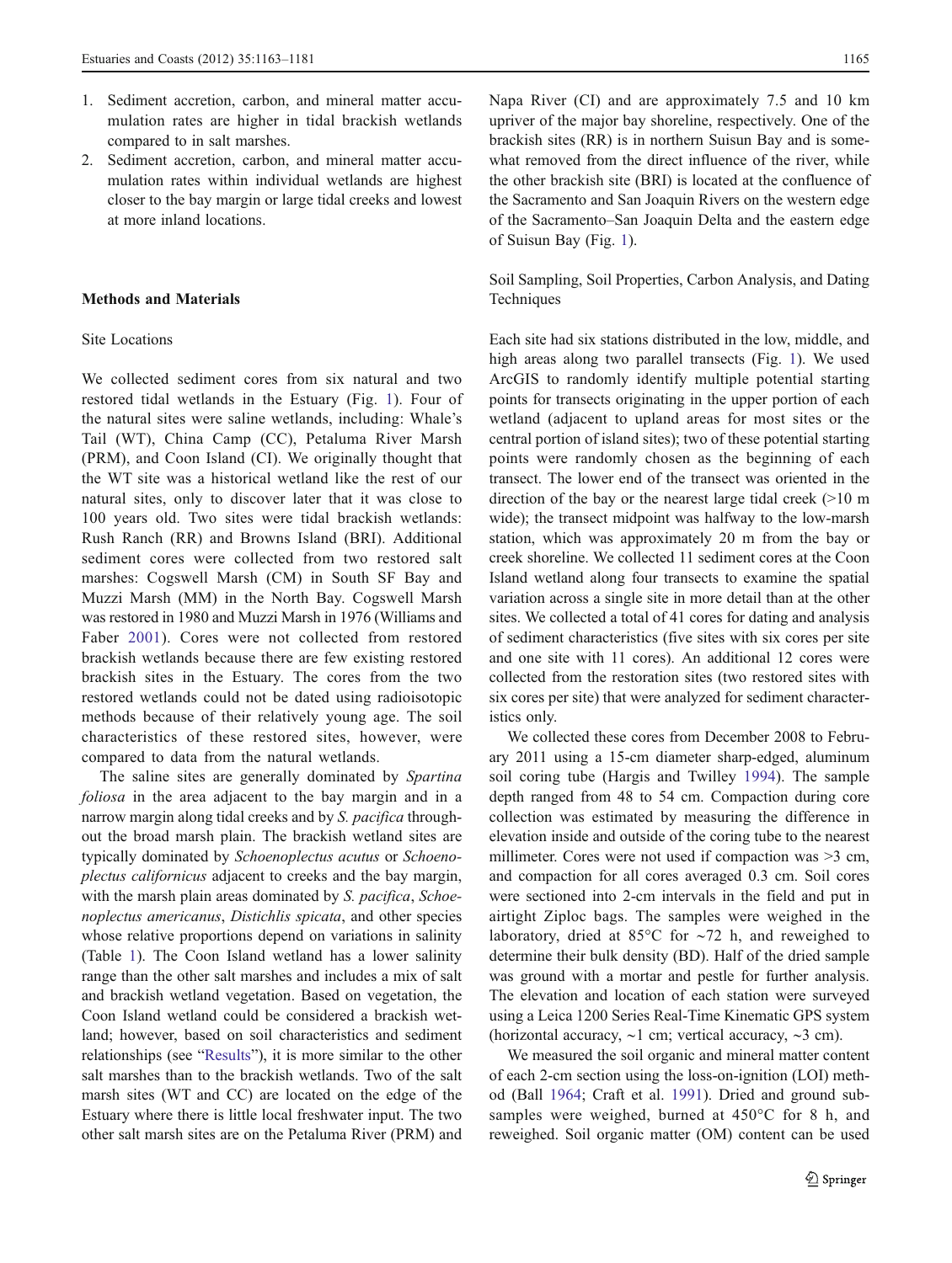1. Sediment accretion, carbon, and mineral matter accumulation rates are higher in tidal brackish wetlands compared to in salt marshes.
2. Sediment accretion, carbon, and mineral matter accumulation rates within individual wetlands are highest closer to the bay margin or large tidal creeks and lowest at more inland locations.

## Methods and Materials

### Site Locations

We collected sediment cores from six natural and two restored tidal wetlands in the Estuary (Fig. 1). Four of the natural sites were saline wetlands, including: Whale's Tail (WT), China Camp (CC), Petaluma River Marsh (PRM), and Coon Island (CI). We originally thought that the WT site was a historical wetland like the rest of our natural sites, only to discover later that it was close to 100 years old. Two sites were tidal brackish wetlands: Rush Ranch (RR) and Browns Island (BRI). Additional sediment cores were collected from two restored salt marshes: Cogswell Marsh (CM) in South SF Bay and Muzzi Marsh (MM) in the North Bay. Cogswell Marsh was restored in 1980 and Muzzi Marsh in 1976 (Williams and Faber 2001). Cores were not collected from restored brackish wetlands because there are few existing restored brackish sites in the Estuary. The cores from the two restored wetlands could not be dated using radioisotopic methods because of their relatively young age. The soil characteristics of these restored sites, however, were compared to data from the natural wetlands.

The saline sites are generally dominated by *Spartina foliosa* in the area adjacent to the bay margin and in a narrow margin along tidal creeks and by *S. pacifica* throughout the broad marsh plain. The brackish wetland sites are typically dominated by *Schoenoplectus acutus* or *Schoenoplectus californicus* adjacent to creeks and the bay margin, with the marsh plain areas dominated by *S. pacifica*, *Schoenoplectus americanus*, *Distichlis spicata*, and other species whose relative proportions depend on variations in salinity (Table 1). The Coon Island wetland has a lower salinity range than the other salt marshes and includes a mix of salt and brackish wetland vegetation. Based on vegetation, the Coon Island wetland could be considered a brackish wetland; however, based on soil characteristics and sediment relationships (see "Results"), it is more similar to the other salt marshes than to the brackish wetlands. Two of the salt marsh sites (WT and CC) are located on the edge of the Estuary where there is little local freshwater input. The two other salt marsh sites are on the Petaluma River (PRM) and Napa River (CI) and are approximately 7.5 and 10 km upriver of the major bay shoreline, respectively. One of the brackish sites (RR) is in northern Suisun Bay and is somewhat removed from the direct influence of the river, while the other brackish site (BRI) is located at the confluence of the Sacramento and San Joaquin Rivers on the western edge of the Sacramento–San Joaquin Delta and the eastern edge of Suisun Bay (Fig. 1).

### Soil Sampling, Soil Properties, Carbon Analysis, and Dating Techniques

Each site had six stations distributed in the low, middle, and high areas along two parallel transects (Fig. 1). We used ArcGIS to randomly identify multiple potential starting points for transects originating in the upper portion of each wetland (adjacent to upland areas for most sites or the central portion of island sites); two of these potential starting points were randomly chosen as the beginning of each transect. The lower end of the transect was oriented in the direction of the bay or the nearest large tidal creek (>10 m wide); the transect midpoint was halfway to the low-marsh station, which was approximately 20 m from the bay or creek shoreline. We collected 11 sediment cores at the Coon Island wetland along four transects to examine the spatial variation across a single site in more detail than at the other sites. We collected a total of 41 cores for dating and analysis of sediment characteristics (five sites with six cores per site and one site with 11 cores). An additional 12 cores were collected from the restoration sites (two restored sites with six cores per site) that were analyzed for sediment characteristics only.

We collected these cores from December 2008 to February 2011 using a 15-cm diameter sharp-edged, aluminum soil coring tube (Hargis and Twilley 1994). The sample depth ranged from 48 to 54 cm. Compaction during core collection was estimated by measuring the difference in elevation inside and outside of the coring tube to the nearest millimeter. Cores were not used if compaction was >3 cm, and compaction for all cores averaged 0.3 cm. Soil cores were sectioned into 2-cm intervals in the field and put in airtight Ziploc bags. The samples were weighed in the laboratory, dried at 85°C for ∼72 h, and reweighed to determine their bulk density (BD). Half of the dried sample was ground with a mortar and pestle for further analysis. The elevation and location of each station were surveyed using a Leica 1200 Series Real-Time Kinematic GPS system (horizontal accuracy, ∼1 cm; vertical accuracy, ∼3 cm).

We measured the soil organic and mineral matter content of each 2-cm section using the loss-on-ignition (LOI) method (Ball 1964; Craft et al. 1991). Dried and ground subsamples were weighed, burned at 450°C for 8 h, and reweighed. Soil organic matter (OM) content can be used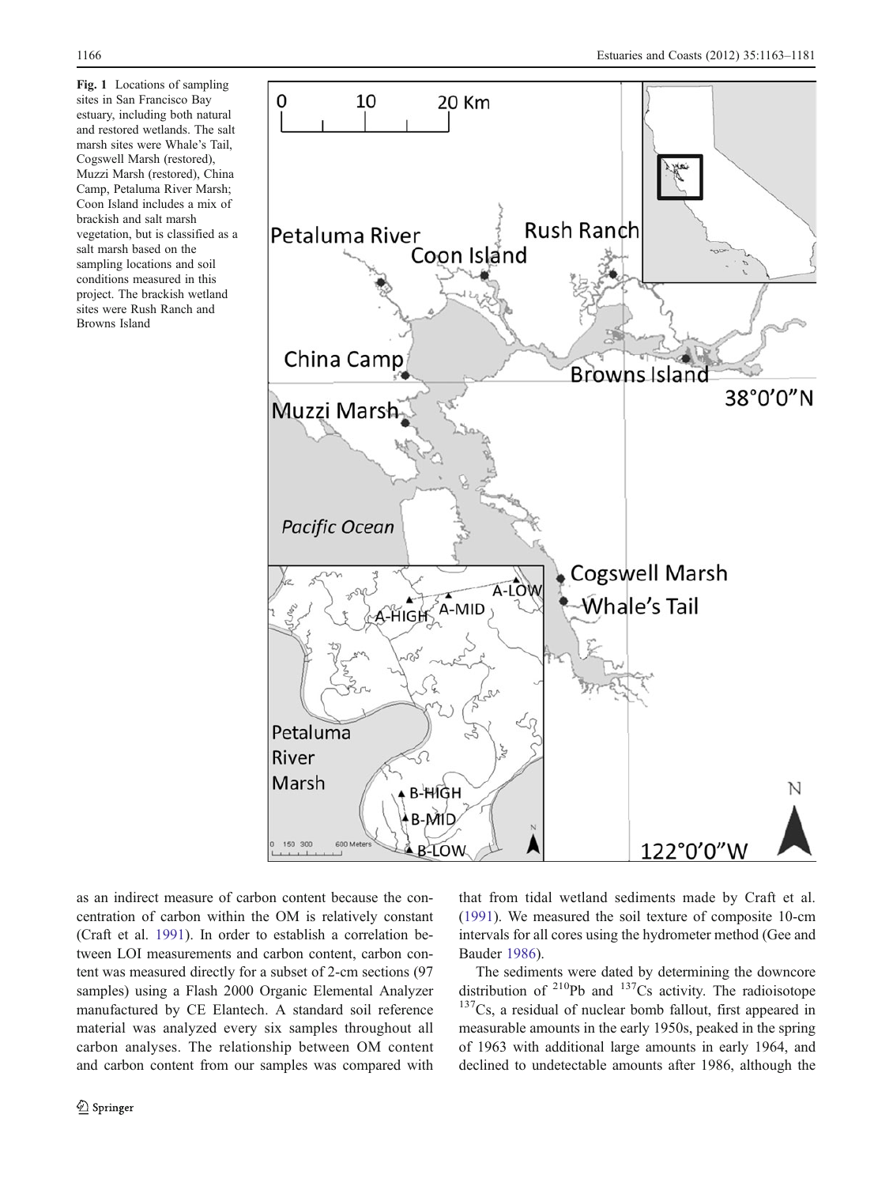**Fig. 1** Locations of sampling sites in San Francisco Bay estuary, including both natural and restored wetlands. The salt marsh sites were Whale's Tail, Cogswell Marsh (restored), Muzzi Marsh (restored), China Camp, Petaluma River Marsh; Coon Island includes a mix of brackish and salt marsh vegetation, but is classified as a salt marsh based on the sampling locations and soil conditions measured in this project. The brackish wetland sites were Rush Ranch and Browns Island

as an indirect measure of carbon content because the concentration of carbon within the OM is relatively constant (Craft et al. 1991). In order to establish a correlation between LOI measurements and carbon content, carbon content was measured directly for a subset of 2-cm sections (97 samples) using a Flash 2000 Organic Elemental Analyzer manufactured by CE Elantech. A standard soil reference material was analyzed every six samples throughout all carbon analyses. The relationship between OM content and carbon content from our samples was compared with that from tidal wetland sediments made by Craft et al. (1991). We measured the soil texture of composite 10-cm intervals for all cores using the hydrometer method (Gee and Bauder 1986).

The sediments were dated by determining the downcore distribution of $^{210}$Pb and $^{137}$Cs activity. The radioisotope $^{137}$Cs, a residual of nuclear bomb fallout, first appeared in measurable amounts in the early 1950s, peaked in the spring of 1963 with additional large amounts in early 1964, and declined to undetectable amounts after 1986, although the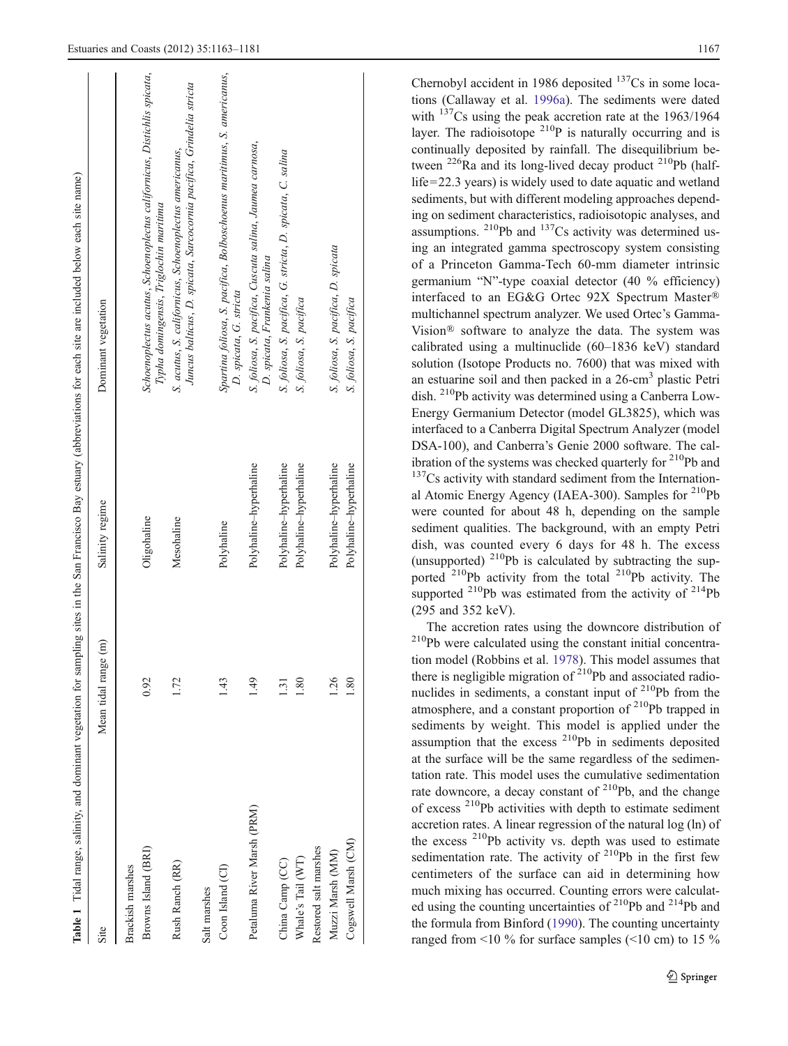**Table 1** Tidal range, salinity, and dominant vegetation for sampling sites in the San Francisco Bay estuary (abbreviations for each site are included below each site name)

| Site | Mean tidal range (m) | Salinity regime | Dominant vegetation |
|---|---|---|---|
| Brackish marshes | | | |
| Browns Island (BRI) | 0.92 | Oligohaline | *Schoenoplectus acutus*, *Schoenoplectus californicus*, *Distichlis spicata*, *Typha domingensis*, *Triglochin maritima* |
| Rush Ranch (RR) | 1.72 | Mesohaline | *S. acutus*, *S. californicus*, *Schoenoplectus americanus*, *Juncus balticus*, *D. spicata*, *Sarcocornia pacifica*, *Grindelia stricta* |
| Salt marshes | | | |
| Coon Island (CI) | 1.43 | Polyhaline | *Spartina foliosa*, *S. pacifica*, *Bolboschoenus maritimus*, *S. americanus*, *D. spicata*, *G. stricta* |
| Petaluma River Marsh (PRM) | 1.49 | Polyhaline–hyperhaline | *S. foliosa*, *S. pacifica*, *Cuscuta salina*, *Jaumea carnosa*, *D. spicata*, *Frankenia salina* |
| China Camp (CC) | 1.31 | Polyhaline–hyperhaline | *S. foliosa*, *S. pacifica*, *G. stricta*, *D. spicata*, *C. salina* |
| Whale's Tail (WT) | 1.80 | Polyhaline–hyperhaline | *S. foliosa*, *S. pacifica* |
| Restored salt marshes | | | |
| Muzzi Marsh (MM) | 1.26 | Polyhaline–hyperhaline | *S. foliosa*, *S. pacifica*, *D. spicata* |
| Cogswell Marsh (CM) | 1.80 | Polyhaline–hyperhaline | *S. foliosa*, *S. pacifica* |

Chernobyl accident in 1986 deposited $^{137}$Cs in some locations (Callaway et al. 1996a). The sediments were dated with $^{137}$Cs using the peak accretion rate at the 1963/1964 layer. The radioisotope $^{210}$P is naturally occurring and is continually deposited by rainfall. The disequilibrium between $^{226}$Ra and its long-lived decay product $^{210}$Pb (half-life=22.3 years) is widely used to date aquatic and wetland sediments, but with different modeling approaches depending on sediment characteristics, radioisotopic analyses, and assumptions. $^{210}$Pb and $^{137}$Cs activity was determined using an integrated gamma spectroscopy system consisting of a Princeton Gamma-Tech 60-mm diameter intrinsic germanium "N"-type coaxial detector (40 % efficiency) interfaced to an EG&G Ortec 92X Spectrum Master® multichannel spectrum analyzer. We used Ortec's Gamma-Vision® software to analyze the data. The system was calibrated using a multinuclide (60–1836 keV) standard solution (Isotope Products no. 7600) that was mixed with an estuarine soil and then packed in a 26-cm$^3$ plastic Petri dish. $^{210}$Pb activity was determined using a Canberra Low-Energy Germanium Detector (model GL3825), which was interfaced to a Canberra Digital Spectrum Analyzer (model DSA-100), and Canberra's Genie 2000 software. The calibration of the systems was checked quarterly for $^{210}$Pb and $^{137}$Cs activity with standard sediment from the International Atomic Energy Agency (IAEA-300). Samples for $^{210}$Pb were counted for about 48 h, depending on the sample sediment qualities. The background, with an empty Petri dish, was counted every 6 days for 48 h. The excess (unsupported) $^{210}$Pb is calculated by subtracting the supported $^{210}$Pb activity from the total $^{210}$Pb activity. The supported $^{210}$Pb was estimated from the activity of $^{214}$Pb (295 and 352 keV).

The accretion rates using the downcore distribution of $^{210}$Pb were calculated using the constant initial concentration model (Robbins et al. 1978). This model assumes that there is negligible migration of $^{210}$Pb and associated radionuclides in sediments, a constant input of $^{210}$Pb from the atmosphere, and a constant proportion of $^{210}$Pb trapped in sediments by weight. This model is applied under the assumption that the excess $^{210}$Pb in sediments deposited at the surface will be the same regardless of the sedimentation rate. This model uses the cumulative sedimentation rate downcore, a decay constant of $^{210}$Pb, and the change of excess $^{210}$Pb activities with depth to estimate sediment accretion rates. A linear regression of the natural log (ln) of the excess $^{210}$Pb activity vs. depth was used to estimate sedimentation rate. The activity of $^{210}$Pb in the first few centimeters of the surface can aid in determining how much mixing has occurred. Counting errors were calculated using the counting uncertainties of $^{210}$Pb and $^{214}$Pb and the formula from Binford (1990). The counting uncertainty ranged from <10 % for surface samples (<10 cm) to 15 %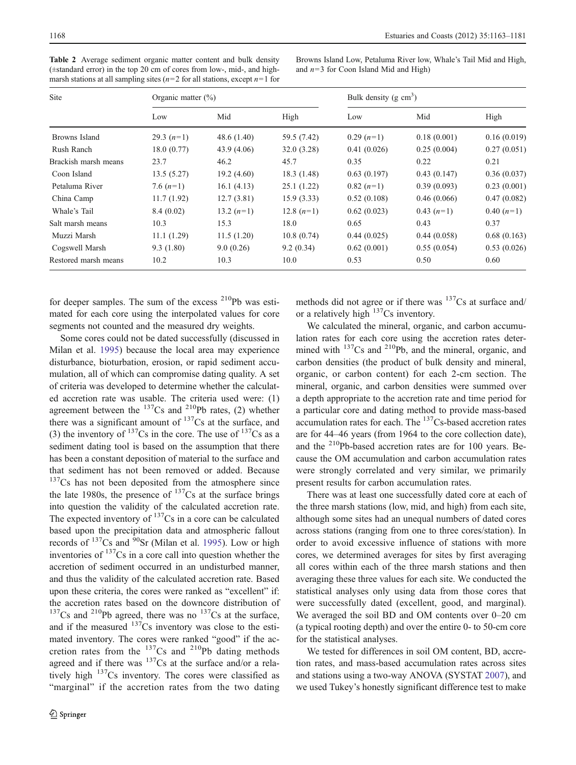**Table 2** Average sediment organic matter content and bulk density (±standard error) in the top 20 cm of cores from low-, mid-, and high-marsh stations at all sampling sites ($n$=2 for all stations, except $n$=1 for Browns Island Low, Petaluma River low, Whale's Tail Mid and High, and $n$=3 for Coon Island Mid and High)

| Site | Organic matter (%) | | | Bulk density (g cm$^3$) | | |
|---|---|---|---|---|---|---|
| | Low | Mid | High | Low | Mid | High |
| Browns Island | 29.3 ($n$=1) | 48.6 (1.40) | 59.5 (7.42) | 0.29 ($n$=1) | 0.18 (0.001) | 0.16 (0.019) |
| Rush Ranch | 18.0 (0.77) | 43.9 (4.06) | 32.0 (3.28) | 0.41 (0.026) | 0.25 (0.004) | 0.27 (0.051) |
| Brackish marsh means | 23.7 | 46.2 | 45.7 | 0.35 | 0.22 | 0.21 |
| Coon Island | 13.5 (5.27) | 19.2 (4.60) | 18.3 (1.48) | 0.63 (0.197) | 0.43 (0.147) | 0.36 (0.037) |
| Petaluma River | 7.6 ($n$=1) | 16.1 (4.13) | 25.1 (1.22) | 0.82 ($n$=1) | 0.39 (0.093) | 0.23 (0.001) |
| China Camp | 11.7 (1.92) | 12.7 (3.81) | 15.9 (3.33) | 0.52 (0.108) | 0.46 (0.066) | 0.47 (0.082) |
| Whale's Tail | 8.4 (0.02) | 13.2 ($n$=1) | 12.8 ($n$=1) | 0.62 (0.023) | 0.43 ($n$=1) | 0.40 ($n$=1) |
| Salt marsh means | 10.3 | 15.3 | 18.0 | 0.65 | 0.43 | 0.37 |
| Muzzi Marsh | 11.1 (1.29) | 11.5 (1.20) | 10.8 (0.74) | 0.44 (0.025) | 0.44 (0.058) | 0.68 (0.163) |
| Cogswell Marsh | 9.3 (1.80) | 9.0 (0.26) | 9.2 (0.34) | 0.62 (0.001) | 0.55 (0.054) | 0.53 (0.026) |
| Restored marsh means | 10.2 | 10.3 | 10.0 | 0.53 | 0.50 | 0.60 |

for deeper samples. The sum of the excess $^{210}$Pb was estimated for each core using the interpolated values for core segments not counted and the measured dry weights.

Some cores could not be dated successfully (discussed in Milan et al. 1995) because the local area may experience disturbance, bioturbation, erosion, or rapid sediment accumulation, all of which can compromise dating quality. A set of criteria was developed to determine whether the calculated accretion rate was usable. The criteria used were: (1) agreement between the $^{137}$Cs and $^{210}$Pb rates, (2) whether there was a significant amount of $^{137}$Cs at the surface, and (3) the inventory of $^{137}$Cs in the core. The use of $^{137}$Cs as a sediment dating tool is based on the assumption that there has been a constant deposition of material to the surface and that sediment has not been removed or added. Because $^{137}$Cs has not been deposited from the atmosphere since the late 1980s, the presence of $^{137}$Cs at the surface brings into question the validity of the calculated accretion rate. The expected inventory of $^{137}$Cs in a core can be calculated based upon the precipitation data and atmospheric fallout records of $^{137}$Cs and $^{90}$Sr (Milan et al. 1995). Low or high inventories of $^{137}$Cs in a core call into question whether the accretion of sediment occurred in an undisturbed manner, and thus the validity of the calculated accretion rate. Based upon these criteria, the cores were ranked as "excellent" if: the accretion rates based on the downcore distribution of $^{137}$Cs and $^{210}$Pb agreed, there was no $^{137}$Cs at the surface, and if the measured $^{137}$Cs inventory was close to the estimated inventory. The cores were ranked "good" if the accretion rates from the $^{137}$Cs and $^{210}$Pb dating methods agreed and if there was $^{137}$Cs at the surface and/or a relatively high $^{137}$Cs inventory. The cores were classified as "marginal" if the accretion rates from the two dating methods did not agree or if there was $^{137}$Cs at surface and/or a relatively high $^{137}$Cs inventory.

We calculated the mineral, organic, and carbon accumulation rates for each core using the accretion rates determined with $^{137}$Cs and $^{210}$Pb, and the mineral, organic, and carbon densities (the product of bulk density and mineral, organic, or carbon content) for each 2-cm section. The mineral, organic, and carbon densities were summed over a depth appropriate to the accretion rate and time period for a particular core and dating method to provide mass-based accumulation rates for each. The $^{137}$Cs-based accretion rates are for 44–46 years (from 1964 to the core collection date), and the $^{210}$Pb-based accretion rates are for 100 years. Because the OM accumulation and carbon accumulation rates were strongly correlated and very similar, we primarily present results for carbon accumulation rates.

There was at least one successfully dated core at each of the three marsh stations (low, mid, and high) from each site, although some sites had an unequal numbers of dated cores across stations (ranging from one to three cores/station). In order to avoid excessive influence of stations with more cores, we determined averages for sites by first averaging all cores within each of the three marsh stations and then averaging these three values for each site. We conducted the statistical analyses only using data from those cores that were successfully dated (excellent, good, and marginal). We averaged the soil BD and OM contents over 0–20 cm (a typical rooting depth) and over the entire 0- to 50-cm core for the statistical analyses.

We tested for differences in soil OM content, BD, accretion rates, and mass-based accumulation rates across sites and stations using a two-way ANOVA (SYSTAT 2007), and we used Tukey's honestly significant difference test to make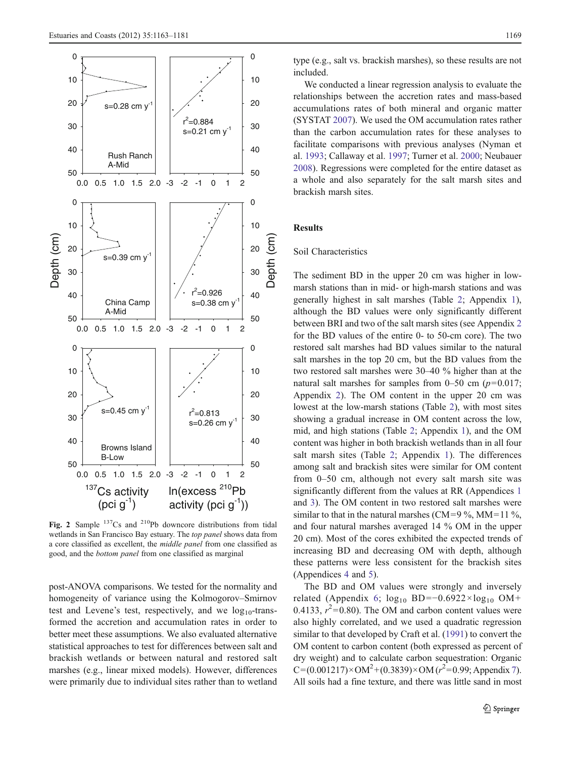Fig. 2 Sample $^{137}$Cs and $^{210}$Pb downcore distributions from tidal wetlands in San Francisco Bay estuary. The *top panel* shows data from a core classified as excellent, the *middle panel* from one classified as good, and the *bottom panel* from one classified as marginal

post-ANOVA comparisons. We tested for the normality and homogeneity of variance using the Kolmogorov–Smirnov test and Levene's test, respectively, and we $\log_{10}$-transformed the accretion and accumulation rates in order to better meet these assumptions. We also evaluated alternative statistical approaches to test for differences between salt and brackish wetlands or between natural and restored salt marshes (e.g., linear mixed models). However, differences were primarily due to individual sites rather than to wetland type (e.g., salt vs. brackish marshes), so these results are not included.

We conducted a linear regression analysis to evaluate the relationships between the accretion rates and mass-based accumulations rates of both mineral and organic matter (SYSTAT 2007). We used the OM accumulation rates rather than the carbon accumulation rates for these analyses to facilitate comparisons with previous analyses (Nyman et al. 1993; Callaway et al. 1997; Turner et al. 2000; Neubauer 2008). Regressions were completed for the entire dataset as a whole and also separately for the salt marsh sites and brackish marsh sites.

## Results

### Soil Characteristics

The sediment BD in the upper 20 cm was higher in low-marsh stations than in mid- or high-marsh stations and was generally highest in salt marshes (Table 2; Appendix 1), although the BD values were only significantly different between BRI and two of the salt marsh sites (see Appendix 2 for the BD values of the entire 0- to 50-cm core). The two restored salt marshes had BD values similar to the natural salt marshes in the top 20 cm, but the BD values from the two restored salt marshes were 30–40 % higher than at the natural salt marshes for samples from 0–50 cm ($p=0.017$; Appendix 2). The OM content in the upper 20 cm was lowest at the low-marsh stations (Table 2), with most sites showing a gradual increase in OM content across the low, mid, and high stations (Table 2; Appendix 1), and the OM content was higher in both brackish wetlands than in all four salt marsh sites (Table 2; Appendix 1). The differences among salt and brackish sites were similar for OM content from 0–50 cm, although not every salt marsh site was significantly different from the values at RR (Appendices 1 and 3). The OM content in two restored salt marshes were similar to that in the natural salt marshes (CM=9 %, MM=11 %, and four natural marshes averaged 14 % OM in the upper 20 cm). Most of the cores exhibited the expected trends of increasing BD and decreasing OM with depth, although these patterns were less consistent for the brackish sites (Appendices 4 and 5).

The BD and OM values were strongly and inversely related (Appendix 6; $\log_{10}$ BD$=-0.6922\times\log_{10}$ OM$+0.4133$, $r^2=0.80$). The OM and carbon content values were also highly correlated, and we used a quadratic regression similar to that developed by Craft et al. (1991) to convert the OM content to carbon content (both expressed as percent of dry weight) and to calculate carbon sequestration: Organic C$=(0.001217)\times$OM$^2+(0.3839)\times$OM ($r^2=0.99$; Appendix 7). All soils had a fine texture, and there was little sand in most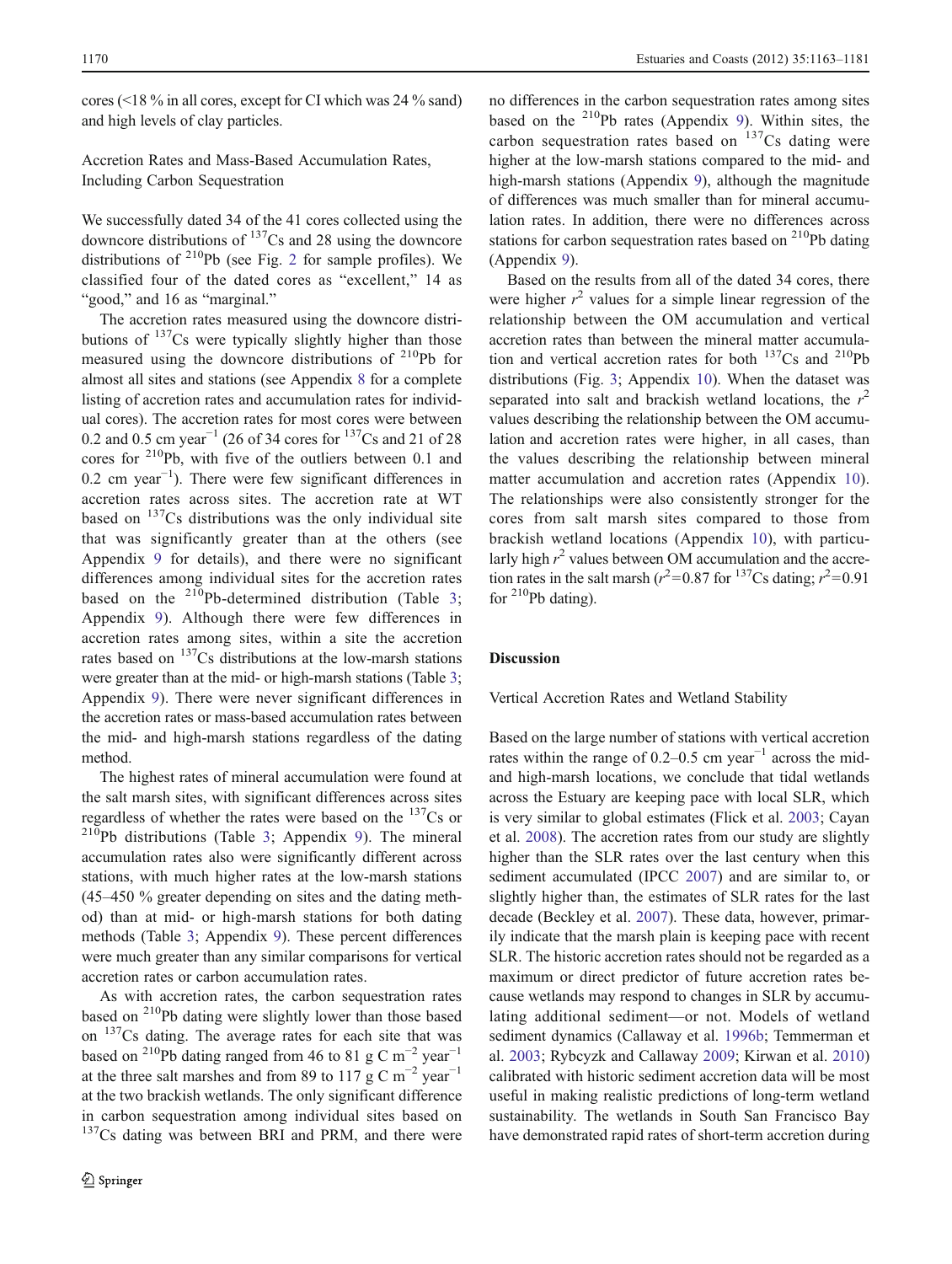cores (<18 % in all cores, except for CI which was 24 % sand) and high levels of clay particles.

### Accretion Rates and Mass-Based Accumulation Rates, Including Carbon Sequestration

We successfully dated 34 of the 41 cores collected using the downcore distributions of $^{137}$Cs and 28 using the downcore distributions of $^{210}$Pb (see Fig. 2 for sample profiles). We classified four of the dated cores as "excellent," 14 as "good," and 16 as "marginal."

The accretion rates measured using the downcore distributions of $^{137}$Cs were typically slightly higher than those measured using the downcore distributions of $^{210}$Pb for almost all sites and stations (see Appendix 8 for a complete listing of accretion rates and accumulation rates for individual cores). The accretion rates for most cores were between 0.2 and 0.5 cm year$^{-1}$ (26 of 34 cores for $^{137}$Cs and 21 of 28 cores for $^{210}$Pb, with five of the outliers between 0.1 and 0.2 cm year$^{-1}$). There were few significant differences in accretion rates across sites. The accretion rate at WT based on $^{137}$Cs distributions was the only individual site that was significantly greater than at the others (see Appendix 9 for details), and there were no significant differences among individual sites for the accretion rates based on the $^{210}$Pb-determined distribution (Table 3; Appendix 9). Although there were few differences in accretion rates among sites, within a site the accretion rates based on $^{137}$Cs distributions at the low-marsh stations were greater than at the mid- or high-marsh stations (Table 3; Appendix 9). There were never significant differences in the accretion rates or mass-based accumulation rates between the mid- and high-marsh stations regardless of the dating method.

The highest rates of mineral accumulation were found at the salt marsh sites, with significant differences across sites regardless of whether the rates were based on the $^{137}$Cs or $^{210}$Pb distributions (Table 3; Appendix 9). The mineral accumulation rates also were significantly different across stations, with much higher rates at the low-marsh stations (45–450 % greater depending on sites and the dating method) than at mid- or high-marsh stations for both dating methods (Table 3; Appendix 9). These percent differences were much greater than any similar comparisons for vertical accretion rates or carbon accumulation rates.

As with accretion rates, the carbon sequestration rates based on $^{210}$Pb dating were slightly lower than those based on $^{137}$Cs dating. The average rates for each site that was based on $^{210}$Pb dating ranged from 46 to 81 g C m$^{-2}$ year$^{-1}$ at the three salt marshes and from 89 to 117 g C m$^{-2}$ year$^{-1}$ at the two brackish wetlands. The only significant difference in carbon sequestration among individual sites based on $^{137}$Cs dating was between BRI and PRM, and there were no differences in the carbon sequestration rates among sites based on the $^{210}$Pb rates (Appendix 9). Within sites, the carbon sequestration rates based on $^{137}$Cs dating were higher at the low-marsh stations compared to the mid- and high-marsh stations (Appendix 9), although the magnitude of differences was much smaller than for mineral accumulation rates. In addition, there were no differences across stations for carbon sequestration rates based on $^{210}$Pb dating (Appendix 9).

Based on the results from all of the dated 34 cores, there were higher $r^2$ values for a simple linear regression of the relationship between the OM accumulation and vertical accretion rates than between the mineral matter accumulation and vertical accretion rates for both $^{137}$Cs and $^{210}$Pb distributions (Fig. 3; Appendix 10). When the dataset was separated into salt and brackish wetland locations, the $r^2$ values describing the relationship between the OM accumulation and accretion rates were higher, in all cases, than the values describing the relationship between mineral matter accumulation and accretion rates (Appendix 10). The relationships were also consistently stronger for the cores from salt marsh sites compared to those from brackish wetland locations (Appendix 10), with particularly high $r^2$ values between OM accumulation and the accretion rates in the salt marsh ($r^2$=0.87 for $^{137}$Cs dating; $r^2$=0.91 for $^{210}$Pb dating).

## Discussion

### Vertical Accretion Rates and Wetland Stability

Based on the large number of stations with vertical accretion rates within the range of 0.2–0.5 cm year$^{-1}$ across the mid- and high-marsh locations, we conclude that tidal wetlands across the Estuary are keeping pace with local SLR, which is very similar to global estimates (Flick et al. 2003; Cayan et al. 2008). The accretion rates from our study are slightly higher than the SLR rates over the last century when this sediment accumulated (IPCC 2007) and are similar to, or slightly higher than, the estimates of SLR rates for the last decade (Beckley et al. 2007). These data, however, primarily indicate that the marsh plain is keeping pace with recent SLR. The historic accretion rates should not be regarded as a maximum or direct predictor of future accretion rates because wetlands may respond to changes in SLR by accumulating additional sediment—or not. Models of wetland sediment dynamics (Callaway et al. 1996b; Temmerman et al. 2003; Rybcyzk and Callaway 2009; Kirwan et al. 2010) calibrated with historic sediment accretion data will be most useful in making realistic predictions of long-term wetland sustainability. The wetlands in South San Francisco Bay have demonstrated rapid rates of short-term accretion during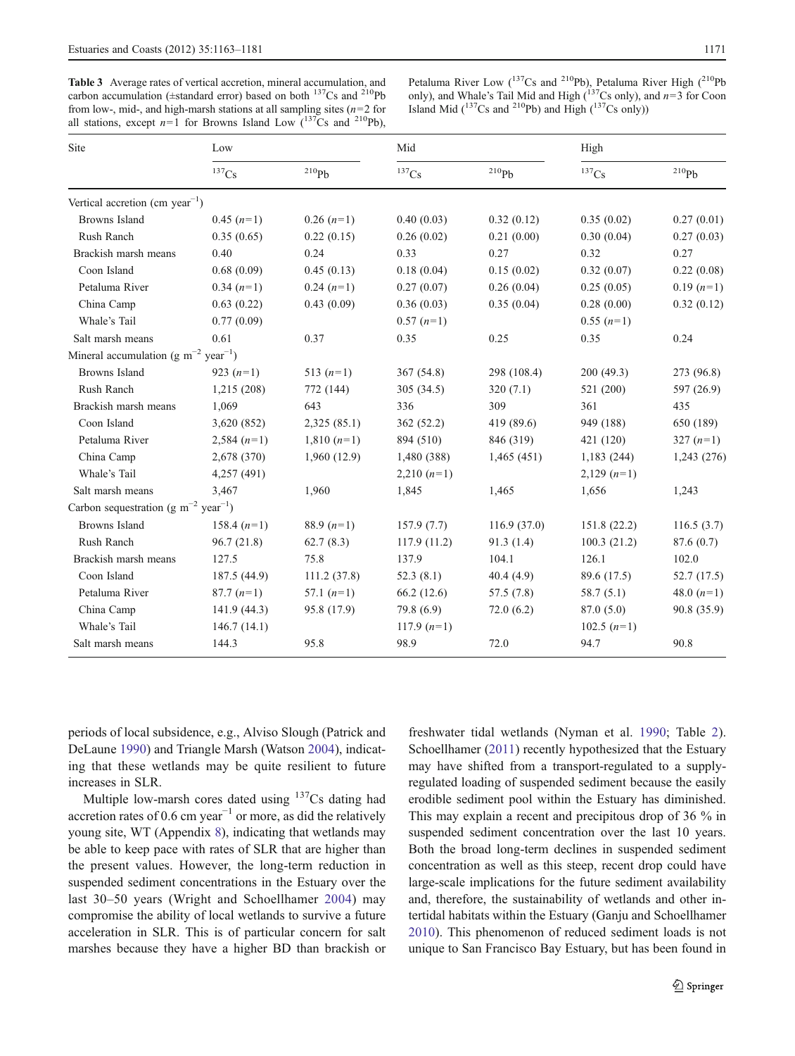**Table 3** Average rates of vertical accretion, mineral accumulation, and carbon accumulation (±standard error) based on both $^{137}$Cs and $^{210}$Pb from low-, mid-, and high-marsh stations at all sampling sites ($n$=2 for all stations, except $n$=1 for Browns Island Low ($^{137}$Cs and $^{210}$Pb), Petaluma River Low ($^{137}$Cs and $^{210}$Pb), Petaluma River High ($^{210}$Pb only), and Whale's Tail Mid and High ($^{137}$Cs only), and $n$=3 for Coon Island Mid ($^{137}$Cs and $^{210}$Pb) and High ($^{137}$Cs only))

| Site | Low | | Mid | | High | |
|---|---|---|---|---|---|---|
| | $^{137}$Cs | $^{210}$Pb | $^{137}$Cs | $^{210}$Pb | $^{137}$Cs | $^{210}$Pb |
| Vertical accretion (cm year$^{-1}$) | | | | | | |
| Browns Island | 0.45 ($n$=1) | 0.26 ($n$=1) | 0.40 (0.03) | 0.32 (0.12) | 0.35 (0.02) | 0.27 (0.01) |
| Rush Ranch | 0.35 (0.65) | 0.22 (0.15) | 0.26 (0.02) | 0.21 (0.00) | 0.30 (0.04) | 0.27 (0.03) |
| Brackish marsh means | 0.40 | 0.24 | 0.33 | 0.27 | 0.32 | 0.27 |
| Coon Island | 0.68 (0.09) | 0.45 (0.13) | 0.18 (0.04) | 0.15 (0.02) | 0.32 (0.07) | 0.22 (0.08) |
| Petaluma River | 0.34 ($n$=1) | 0.24 ($n$=1) | 0.27 (0.07) | 0.26 (0.04) | 0.25 (0.05) | 0.19 ($n$=1) |
| China Camp | 0.63 (0.22) | 0.43 (0.09) | 0.36 (0.03) | 0.35 (0.04) | 0.28 (0.00) | 0.32 (0.12) |
| Whale's Tail | 0.77 (0.09) | | 0.57 ($n$=1) | | 0.55 ($n$=1) | |
| Salt marsh means | 0.61 | 0.37 | 0.35 | 0.25 | 0.35 | 0.24 |
| Mineral accumulation (g m$^{-2}$ year$^{-1}$) | | | | | | |
| Browns Island | 923 ($n$=1) | 513 ($n$=1) | 367 (54.8) | 298 (108.4) | 200 (49.3) | 273 (96.8) |
| Rush Ranch | 1,215 (208) | 772 (144) | 305 (34.5) | 320 (7.1) | 521 (200) | 597 (26.9) |
| Brackish marsh means | 1,069 | 643 | 336 | 309 | 361 | 435 |
| Coon Island | 3,620 (852) | 2,325 (85.1) | 362 (52.2) | 419 (89.6) | 949 (188) | 650 (189) |
| Petaluma River | 2,584 ($n$=1) | 1,810 ($n$=1) | 894 (510) | 846 (319) | 421 (120) | 327 ($n$=1) |
| China Camp | 2,678 (370) | 1,960 (12.9) | 1,480 (388) | 1,465 (451) | 1,183 (244) | 1,243 (276) |
| Whale's Tail | 4,257 (491) | | 2,210 ($n$=1) | | 2,129 ($n$=1) | |
| Salt marsh means | 3,467 | 1,960 | 1,845 | 1,465 | 1,656 | 1,243 |
| Carbon sequestration (g m$^{-2}$ year$^{-1}$) | | | | | | |
| Browns Island | 158.4 ($n$=1) | 88.9 ($n$=1) | 157.9 (7.7) | 116.9 (37.0) | 151.8 (22.2) | 116.5 (3.7) |
| Rush Ranch | 96.7 (21.8) | 62.7 (8.3) | 117.9 (11.2) | 91.3 (1.4) | 100.3 (21.2) | 87.6 (0.7) |
| Brackish marsh means | 127.5 | 75.8 | 137.9 | 104.1 | 126.1 | 102.0 |
| Coon Island | 187.5 (44.9) | 111.2 (37.8) | 52.3 (8.1) | 40.4 (4.9) | 89.6 (17.5) | 52.7 (17.5) |
| Petaluma River | 87.7 ($n$=1) | 57.1 ($n$=1) | 66.2 (12.6) | 57.5 (7.8) | 58.7 (5.1) | 48.0 ($n$=1) |
| China Camp | 141.9 (44.3) | 95.8 (17.9) | 79.8 (6.9) | 72.0 (6.2) | 87.0 (5.0) | 90.8 (35.9) |
| Whale's Tail | 146.7 (14.1) | | 117.9 ($n$=1) | | 102.5 ($n$=1) | |
| Salt marsh means | 144.3 | 95.8 | 98.9 | 72.0 | 94.7 | 90.8 |

periods of local subsidence, e.g., Alviso Slough (Patrick and DeLaune 1990) and Triangle Marsh (Watson 2004), indicating that these wetlands may be quite resilient to future increases in SLR.

Multiple low-marsh cores dated using $^{137}$Cs dating had accretion rates of 0.6 cm year$^{-1}$ or more, as did the relatively young site, WT (Appendix 8), indicating that wetlands may be able to keep pace with rates of SLR that are higher than the present values. However, the long-term reduction in suspended sediment concentrations in the Estuary over the last 30–50 years (Wright and Schoellhamer 2004) may compromise the ability of local wetlands to survive a future acceleration in SLR. This is of particular concern for salt marshes because they have a higher BD than brackish or freshwater tidal wetlands (Nyman et al. 1990; Table 2). Schoellhamer (2011) recently hypothesized that the Estuary may have shifted from a transport-regulated to a supply-regulated loading of suspended sediment because the easily erodible sediment pool within the Estuary has diminished. This may explain a recent and precipitous drop of 36 % in suspended sediment concentration over the last 10 years. Both the broad long-term declines in suspended sediment concentration as well as this steep, recent drop could have large-scale implications for the future sediment availability and, therefore, the sustainability of wetlands and other intertidal habitats within the Estuary (Ganju and Schoellhamer 2010). This phenomenon of reduced sediment loads is not unique to San Francisco Bay Estuary, but has been found in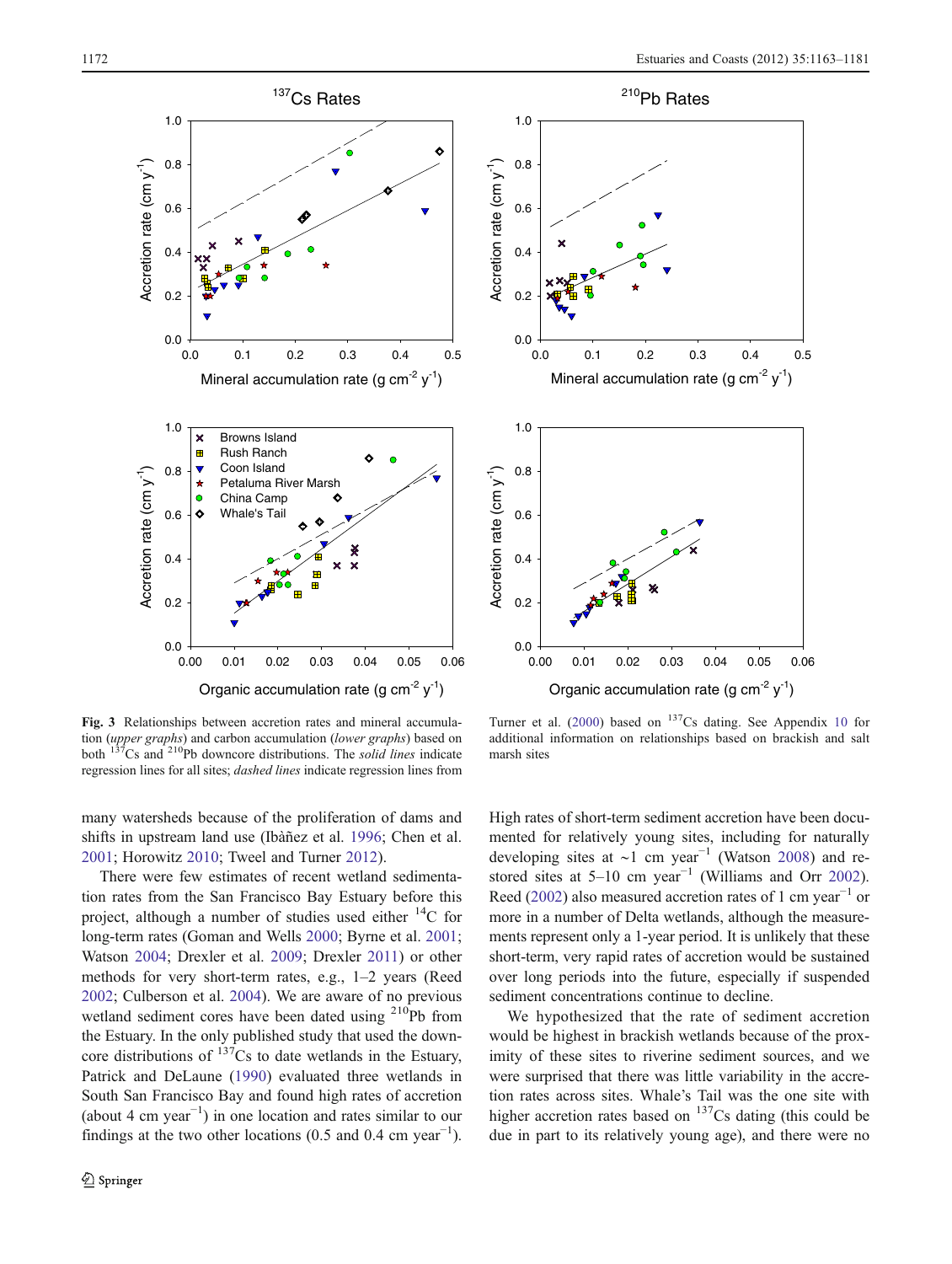**Fig. 3** Relationships between accretion rates and mineral accumulation (*upper graphs*) and carbon accumulation (*lower graphs*) based on both $^{137}$Cs and $^{210}$Pb downcore distributions. The *solid lines* indicate regression lines for all sites; *dashed lines* indicate regression lines from Turner et al. (2000) based on $^{137}$Cs dating. See Appendix 10 for additional information on relationships based on brackish and salt marsh sites

many watersheds because of the proliferation of dams and shifts in upstream land use (Ibàñez et al. 1996; Chen et al. 2001; Horowitz 2010; Tweel and Turner 2012).

There were few estimates of recent wetland sedimentation rates from the San Francisco Bay Estuary before this project, although a number of studies used either $^{14}$C for long-term rates (Goman and Wells 2000; Byrne et al. 2001; Watson 2004; Drexler et al. 2009; Drexler 2011) or other methods for very short-term rates, e.g., 1–2 years (Reed 2002; Culberson et al. 2004). We are aware of no previous wetland sediment cores have been dated using $^{210}$Pb from the Estuary. In the only published study that used the downcore distributions of $^{137}$Cs to date wetlands in the Estuary, Patrick and DeLaune (1990) evaluated three wetlands in South San Francisco Bay and found high rates of accretion (about 4 cm year$^{-1}$) in one location and rates similar to our findings at the two other locations (0.5 and 0.4 cm year$^{-1}$). High rates of short-term sediment accretion have been documented for relatively young sites, including for naturally developing sites at ~1 cm year$^{-1}$ (Watson 2008) and restored sites at 5–10 cm year$^{-1}$ (Williams and Orr 2002). Reed (2002) also measured accretion rates of 1 cm year$^{-1}$ or more in a number of Delta wetlands, although the measurements represent only a 1-year period. It is unlikely that these short-term, very rapid rates of accretion would be sustained over long periods into the future, especially if suspended sediment concentrations continue to decline.

We hypothesized that the rate of sediment accretion would be highest in brackish wetlands because of the proximity of these sites to riverine sediment sources, and we were surprised that there was little variability in the accretion rates across sites. Whale's Tail was the one site with higher accretion rates based on $^{137}$Cs dating (this could be due in part to its relatively young age), and there were no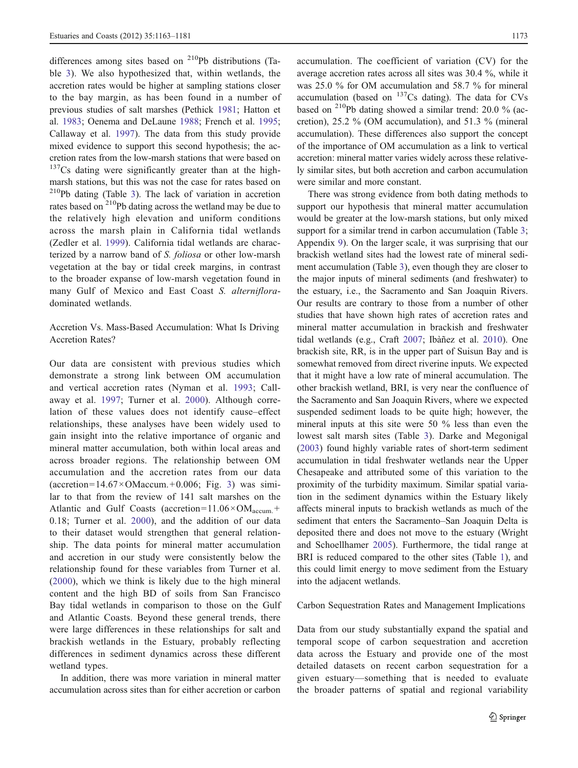differences among sites based on $^{210}$Pb distributions (Table 3). We also hypothesized that, within wetlands, the accretion rates would be higher at sampling stations closer to the bay margin, as has been found in a number of previous studies of salt marshes (Pethick 1981; Hatton et al. 1983; Oenema and DeLaune 1988; French et al. 1995; Callaway et al. 1997). The data from this study provide mixed evidence to support this second hypothesis; the accretion rates from the low-marsh stations that were based on $^{137}$Cs dating were significantly greater than at the high-marsh stations, but this was not the case for rates based on $^{210}$Pb dating (Table 3). The lack of variation in accretion rates based on $^{210}$Pb dating across the wetland may be due to the relatively high elevation and uniform conditions across the marsh plain in California tidal wetlands (Zedler et al. 1999). California tidal wetlands are characterized by a narrow band of *S. foliosa* or other low-marsh vegetation at the bay or tidal creek margins, in contrast to the broader expanse of low-marsh vegetation found in many Gulf of Mexico and East Coast *S. alterniflora*-dominated wetlands.

## Accretion Vs. Mass-Based Accumulation: What Is Driving Accretion Rates?

Our data are consistent with previous studies which demonstrate a strong link between OM accumulation and vertical accretion rates (Nyman et al. 1993; Callaway et al. 1997; Turner et al. 2000). Although correlation of these values does not identify cause–effect relationships, these analyses have been widely used to gain insight into the relative importance of organic and mineral matter accumulation, both within local areas and across broader regions. The relationship between OM accumulation and the accretion rates from our data (accretion$=14.67\times$OMaccum.$+0.006$; Fig. 3) was similar to that from the review of 141 salt marshes on the Atlantic and Gulf Coasts (accretion$=11.06\times\text{OM}_{\text{accum.}}+0.18$; Turner et al. 2000), and the addition of our data to their dataset would strengthen that general relationship. The data points for mineral matter accumulation and accretion in our study were consistently below the relationship found for these variables from Turner et al. (2000), which we think is likely due to the high mineral content and the high BD of soils from San Francisco Bay tidal wetlands in comparison to those on the Gulf and Atlantic Coasts. Beyond these general trends, there were large differences in these relationships for salt and brackish wetlands in the Estuary, probably reflecting differences in sediment dynamics across these different wetland types.

In addition, there was more variation in mineral matter accumulation across sites than for either accretion or carbon accumulation. The coefficient of variation (CV) for the average accretion rates across all sites was 30.4 %, while it was 25.0 % for OM accumulation and 58.7 % for mineral accumulation (based on $^{137}$Cs dating). The data for CVs based on $^{210}$Pb dating showed a similar trend: 20.0 % (accretion), 25.2 % (OM accumulation), and 51.3 % (mineral accumulation). These differences also support the concept of the importance of OM accumulation as a link to vertical accretion: mineral matter varies widely across these relatively similar sites, but both accretion and carbon accumulation were similar and more constant.

There was strong evidence from both dating methods to support our hypothesis that mineral matter accumulation would be greater at the low-marsh stations, but only mixed support for a similar trend in carbon accumulation (Table 3; Appendix 9). On the larger scale, it was surprising that our brackish wetland sites had the lowest rate of mineral sediment accumulation (Table 3), even though they are closer to the major inputs of mineral sediments (and freshwater) to the estuary, i.e., the Sacramento and San Joaquin Rivers. Our results are contrary to those from a number of other studies that have shown high rates of accretion rates and mineral matter accumulation in brackish and freshwater tidal wetlands (e.g., Craft 2007; Ibàñez et al. 2010). One brackish site, RR, is in the upper part of Suisun Bay and is somewhat removed from direct riverine inputs. We expected that it might have a low rate of mineral accumulation. The other brackish wetland, BRI, is very near the confluence of the Sacramento and San Joaquin Rivers, where we expected suspended sediment loads to be quite high; however, the mineral inputs at this site were 50 % less than even the lowest salt marsh sites (Table 3). Darke and Megonigal (2003) found highly variable rates of short-term sediment accumulation in tidal freshwater wetlands near the Upper Chesapeake and attributed some of this variation to the proximity of the turbidity maximum. Similar spatial variation in the sediment dynamics within the Estuary likely affects mineral inputs to brackish wetlands as much of the sediment that enters the Sacramento–San Joaquin Delta is deposited there and does not move to the estuary (Wright and Schoellhamer 2005). Furthermore, the tidal range at BRI is reduced compared to the other sites (Table 1), and this could limit energy to move sediment from the Estuary into the adjacent wetlands.

## Carbon Sequestration Rates and Management Implications

Data from our study substantially expand the spatial and temporal scope of carbon sequestration and accretion data across the Estuary and provide one of the most detailed datasets on recent carbon sequestration for a given estuary—something that is needed to evaluate the broader patterns of spatial and regional variability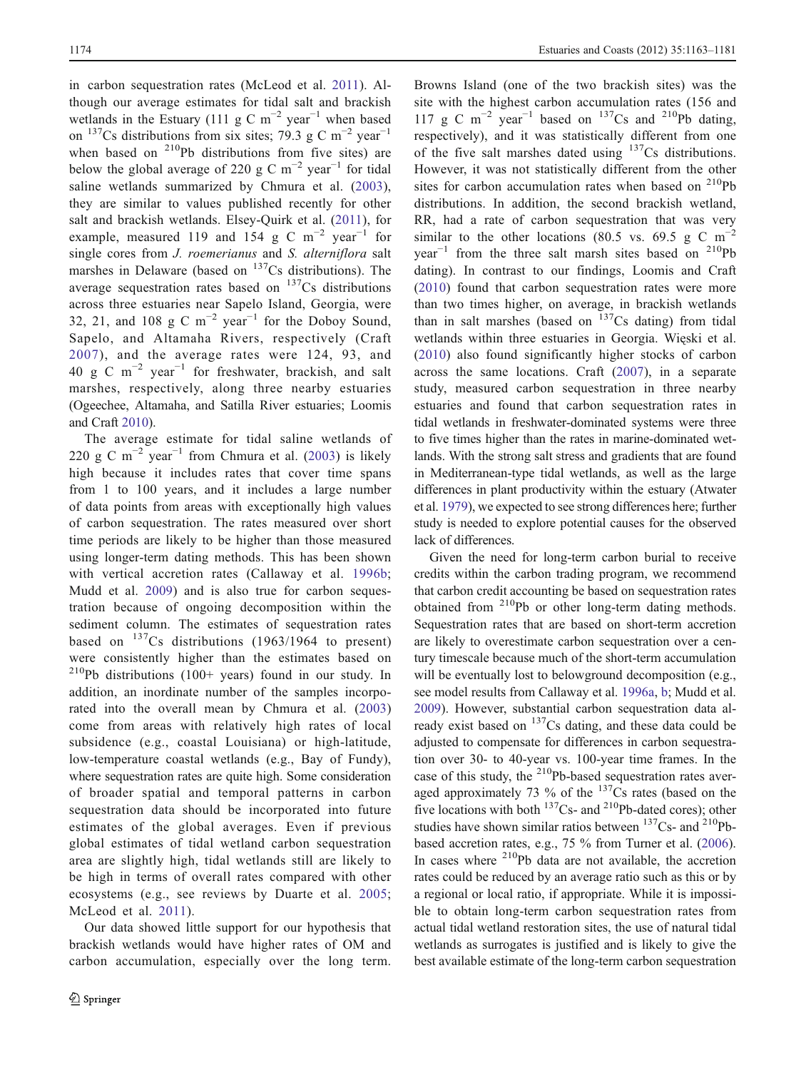in carbon sequestration rates (McLeod et al. 2011). Although our average estimates for tidal salt and brackish wetlands in the Estuary (111 g C m$^{-2}$ year$^{-1}$ when based on $^{137}$Cs distributions from six sites; 79.3 g C m$^{-2}$ year$^{-1}$ when based on $^{210}$Pb distributions from five sites) are below the global average of 220 g C m$^{-2}$ year$^{-1}$ for tidal saline wetlands summarized by Chmura et al. (2003), they are similar to values published recently for other salt and brackish wetlands. Elsey-Quirk et al. (2011), for example, measured 119 and 154 g C m$^{-2}$ year$^{-1}$ for single cores from *J. roemerianus* and *S. alterniflora* salt marshes in Delaware (based on $^{137}$Cs distributions). The average sequestration rates based on $^{137}$Cs distributions across three estuaries near Sapelo Island, Georgia, were 32, 21, and 108 g C m$^{-2}$ year$^{-1}$ for the Doboy Sound, Sapelo, and Altamaha Rivers, respectively (Craft 2007), and the average rates were 124, 93, and 40 g C m$^{-2}$ year$^{-1}$ for freshwater, brackish, and salt marshes, respectively, along three nearby estuaries (Ogeechee, Altamaha, and Satilla River estuaries; Loomis and Craft 2010).

The average estimate for tidal saline wetlands of 220 g C m$^{-2}$ year$^{-1}$ from Chmura et al. (2003) is likely high because it includes rates that cover time spans from 1 to 100 years, and it includes a large number of data points from areas with exceptionally high values of carbon sequestration. The rates measured over short time periods are likely to be higher than those measured using longer-term dating methods. This has been shown with vertical accretion rates (Callaway et al. 1996b; Mudd et al. 2009) and is also true for carbon sequestration because of ongoing decomposition within the sediment column. The estimates of sequestration rates based on $^{137}$Cs distributions (1963/1964 to present) were consistently higher than the estimates based on $^{210}$Pb distributions (100+ years) found in our study. In addition, an inordinate number of the samples incorporated into the overall mean by Chmura et al. (2003) come from areas with relatively high rates of local subsidence (e.g., coastal Louisiana) or high-latitude, low-temperature coastal wetlands (e.g., Bay of Fundy), where sequestration rates are quite high. Some consideration of broader spatial and temporal patterns in carbon sequestration data should be incorporated into future estimates of the global averages. Even if previous global estimates of tidal wetland carbon sequestration area are slightly high, tidal wetlands still are likely to be high in terms of overall rates compared with other ecosystems (e.g., see reviews by Duarte et al. 2005; McLeod et al. 2011).

Our data showed little support for our hypothesis that brackish wetlands would have higher rates of OM and carbon accumulation, especially over the long term. Browns Island (one of the two brackish sites) was the site with the highest carbon accumulation rates (156 and 117 g C m$^{-2}$ year$^{-1}$ based on $^{137}$Cs and $^{210}$Pb dating, respectively), and it was statistically different from one of the five salt marshes dated using $^{137}$Cs distributions. However, it was not statistically different from the other sites for carbon accumulation rates when based on $^{210}$Pb distributions. In addition, the second brackish wetland, RR, had a rate of carbon sequestration that was very similar to the other locations (80.5 vs. 69.5 g C m$^{-2}$ year$^{-1}$ from the three salt marsh sites based on $^{210}$Pb dating). In contrast to our findings, Loomis and Craft (2010) found that carbon sequestration rates were more than two times higher, on average, in brackish wetlands than in salt marshes (based on $^{137}$Cs dating) from tidal wetlands within three estuaries in Georgia. Więski et al. (2010) also found significantly higher stocks of carbon across the same locations. Craft (2007), in a separate study, measured carbon sequestration in three nearby estuaries and found that carbon sequestration rates in tidal wetlands in freshwater-dominated systems were three to five times higher than the rates in marine-dominated wetlands. With the strong salt stress and gradients that are found in Mediterranean-type tidal wetlands, as well as the large differences in plant productivity within the estuary (Atwater et al. 1979), we expected to see strong differences here; further study is needed to explore potential causes for the observed lack of differences.

Given the need for long-term carbon burial to receive credits within the carbon trading program, we recommend that carbon credit accounting be based on sequestration rates obtained from $^{210}$Pb or other long-term dating methods. Sequestration rates that are based on short-term accretion are likely to overestimate carbon sequestration over a century timescale because much of the short-term accumulation will be eventually lost to belowground decomposition (e.g., see model results from Callaway et al. 1996a, b; Mudd et al. 2009). However, substantial carbon sequestration data already exist based on $^{137}$Cs dating, and these data could be adjusted to compensate for differences in carbon sequestration over 30- to 40-year vs. 100-year time frames. In the case of this study, the $^{210}$Pb-based sequestration rates averaged approximately 73 % of the $^{137}$Cs rates (based on the five locations with both $^{137}$Cs- and $^{210}$Pb-dated cores); other studies have shown similar ratios between $^{137}$Cs- and $^{210}$Pb-based accretion rates, e.g., 75 % from Turner et al. (2006). In cases where $^{210}$Pb data are not available, the accretion rates could be reduced by an average ratio such as this or by a regional or local ratio, if appropriate. While it is impossible to obtain long-term carbon sequestration rates from actual tidal wetland restoration sites, the use of natural tidal wetlands as surrogates is justified and is likely to give the best available estimate of the long-term carbon sequestration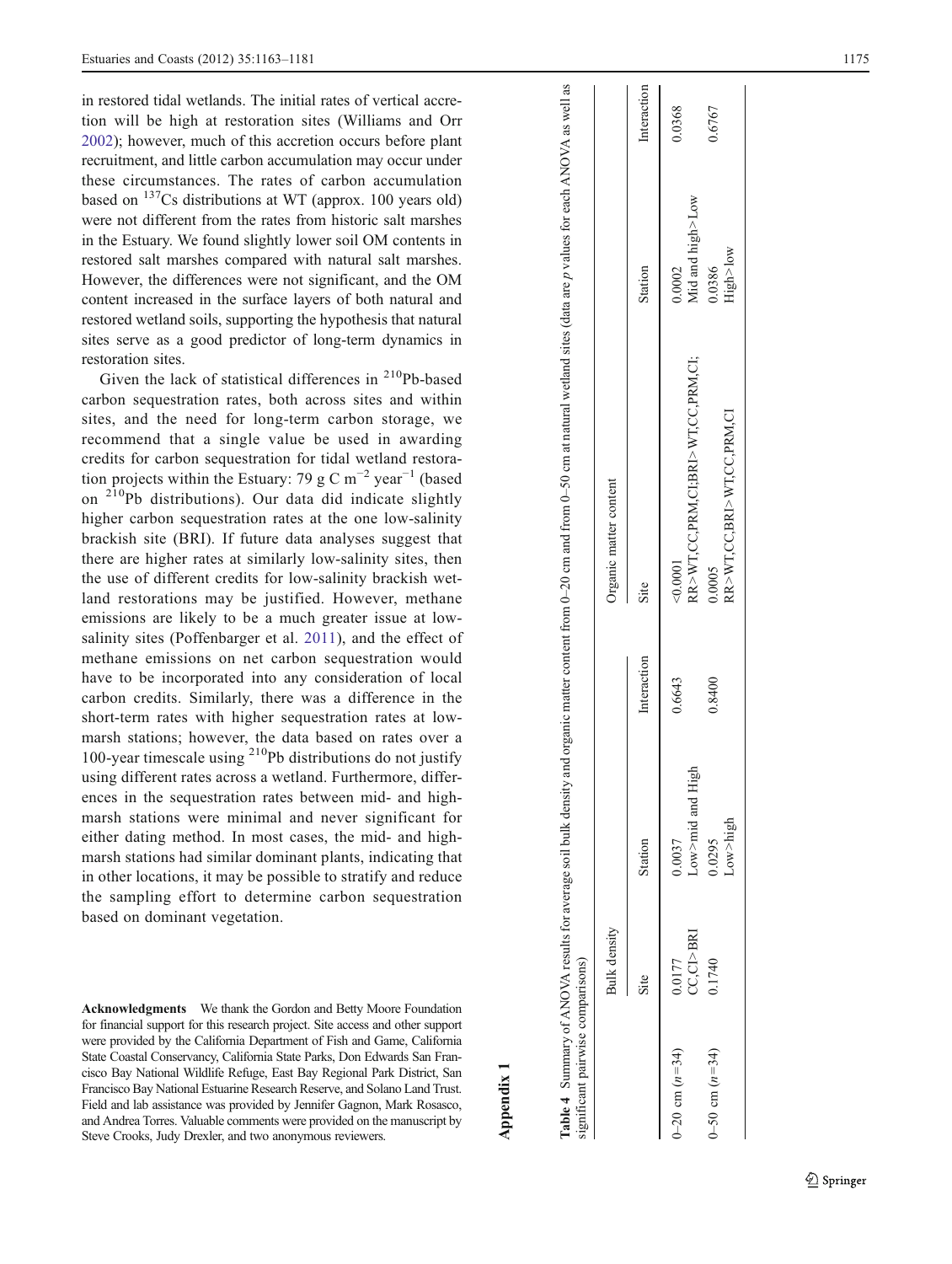in restored tidal wetlands. The initial rates of vertical accretion will be high at restoration sites (Williams and Orr 2002); however, much of this accretion occurs before plant recruitment, and little carbon accumulation may occur under these circumstances. The rates of carbon accumulation based on $^{137}$Cs distributions at WT (approx. 100 years old) were not different from the rates from historic salt marshes in the Estuary. We found slightly lower soil OM contents in restored salt marshes compared with natural salt marshes. However, the differences were not significant, and the OM content increased in the surface layers of both natural and restored wetland soils, supporting the hypothesis that natural sites serve as a good predictor of long-term dynamics in restoration sites.

Given the lack of statistical differences in $^{210}$Pb-based carbon sequestration rates, both across sites and within sites, and the need for long-term carbon storage, we recommend that a single value be used in awarding credits for carbon sequestration for tidal wetland restoration projects within the Estuary: 79 g C m$^{-2}$ year$^{-1}$ (based on $^{210}$Pb distributions). Our data did indicate slightly higher carbon sequestration rates at the one low-salinity brackish site (BRI). If future data analyses suggest that there are higher rates at similarly low-salinity sites, then the use of different credits for low-salinity brackish wetland restorations may be justified. However, methane emissions are likely to be a much greater issue at low-salinity sites (Poffenbarger et al. 2011), and the effect of methane emissions on net carbon sequestration would have to be incorporated into any consideration of local carbon credits. Similarly, there was a difference in the short-term rates with higher sequestration rates at low-marsh stations; however, the data based on rates over a 100-year timescale using $^{210}$Pb distributions do not justify using different rates across a wetland. Furthermore, differences in the sequestration rates between mid- and high-marsh stations were minimal and never significant for either dating method. In most cases, the mid- and high-marsh stations had similar dominant plants, indicating that in other locations, it may be possible to stratify and reduce the sampling effort to determine carbon sequestration based on dominant vegetation.

**Acknowledgments** We thank the Gordon and Betty Moore Foundation for financial support for this research project. Site access and other support were provided by the California Department of Fish and Game, California State Coastal Conservancy, California State Parks, Don Edwards San Francisco Bay National Wildlife Refuge, East Bay Regional Park District, San Francisco Bay National Estuarine Research Reserve, and Solano Land Trust. Field and lab assistance was provided by Jennifer Gagnon, Mark Rosasco, and Andrea Torres. Valuable comments were provided on the manuscript by Steve Crooks, Judy Drexler, and two anonymous reviewers.

## Appendix 1

**Table 4** Summary of ANOVA results for average soil bulk density and organic matter content from 0–20 cm and from 0–50 cm at natural wetland sites (data are *p* values for each ANOVA as well as significant pairwise comparisons)

| | Bulk density | | | Organic matter content | | |
|---|---|---|---|---|---|---|
| | Site | Station | Interaction | Site | Station | Interaction |
| 0–20 cm ($n$=34) | 0.0177<br>CC,CI>BRI | 0.0037<br>Low>mid and High | 0.6643 | <0.0001<br>RR>WT,CC,PRM,CI;BRI>WT,CC,PRM,CI; | 0.0002<br>Mid and high>Low | 0.0368 |
| 0–50 cm ($n$=34) | 0.1740 | 0.0295<br>Low>high | 0.8400 | 0.0005<br>RR>WT,CC,BRI>WT,CC,PRM,CI | 0.0386<br>High>low | 0.6767 |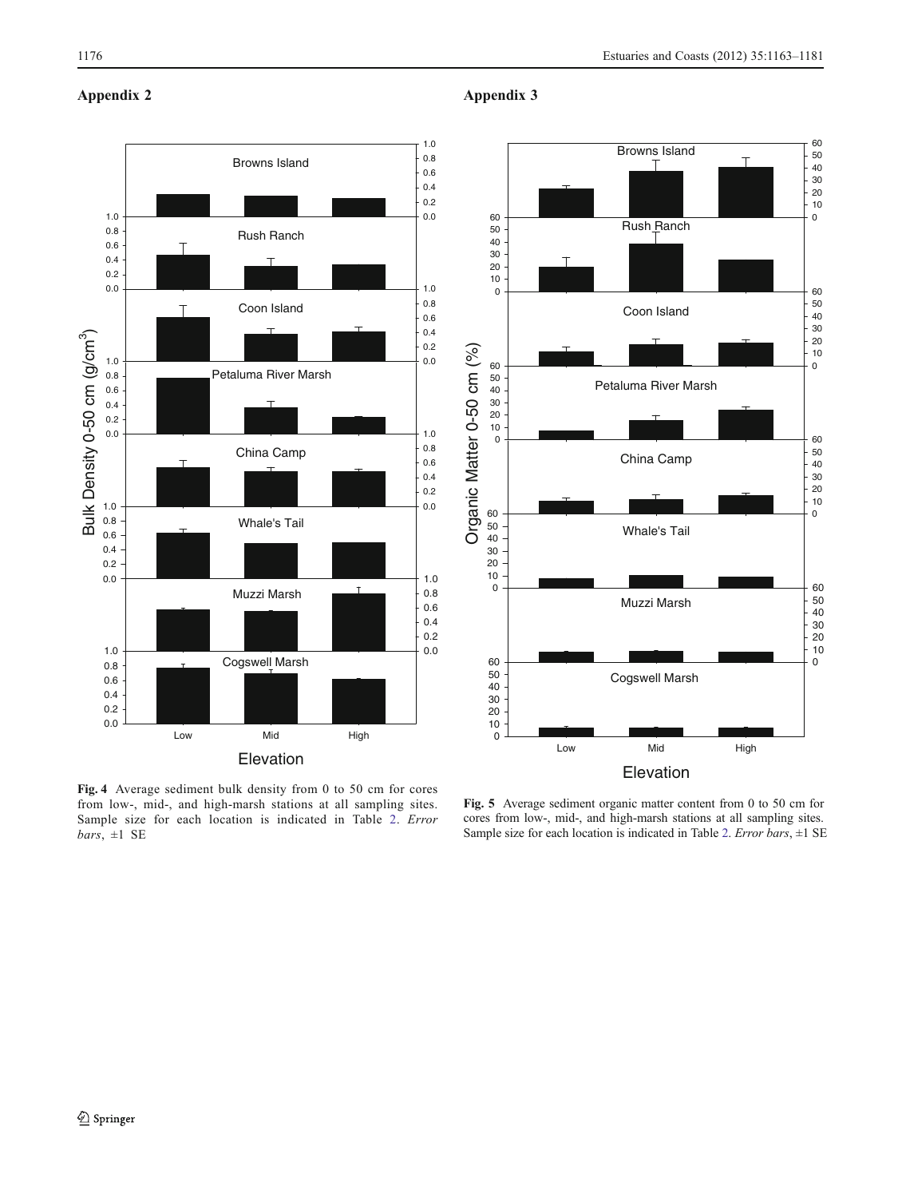## Appendix 2

**Fig. 4** Average sediment bulk density from 0 to 50 cm for cores from low-, mid-, and high-marsh stations at all sampling sites. Sample size for each location is indicated in Table 2. *Error bars*, ±1 SE

## Appendix 3

**Fig. 5** Average sediment organic matter content from 0 to 50 cm for cores from low-, mid-, and high-marsh stations at all sampling sites. Sample size for each location is indicated in Table 2. *Error bars*, ±1 SE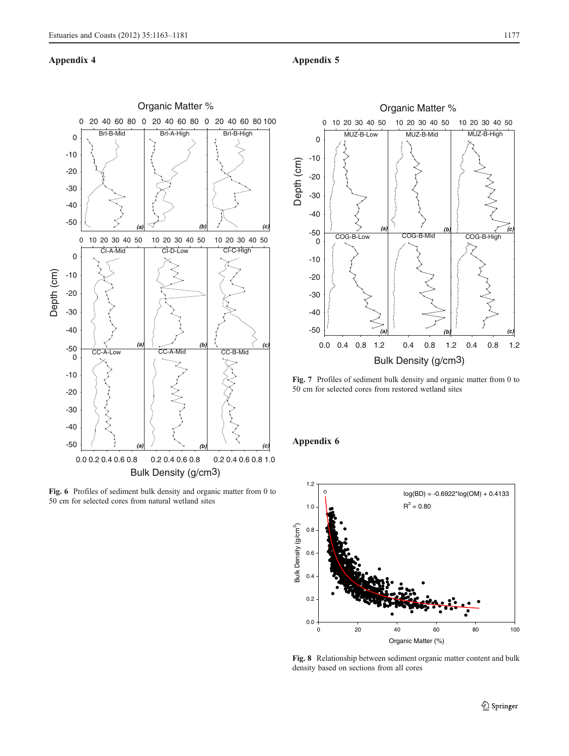## Appendix 4

Fig. 6 Profiles of sediment bulk density and organic matter from 0 to 50 cm for selected cores from natural wetland sites

## Appendix 5

Fig. 7 Profiles of sediment bulk density and organic matter from 0 to 50 cm for selected cores from restored wetland sites

## Appendix 6

Fig. 8 Relationship between sediment organic matter content and bulk density based on sections from all cores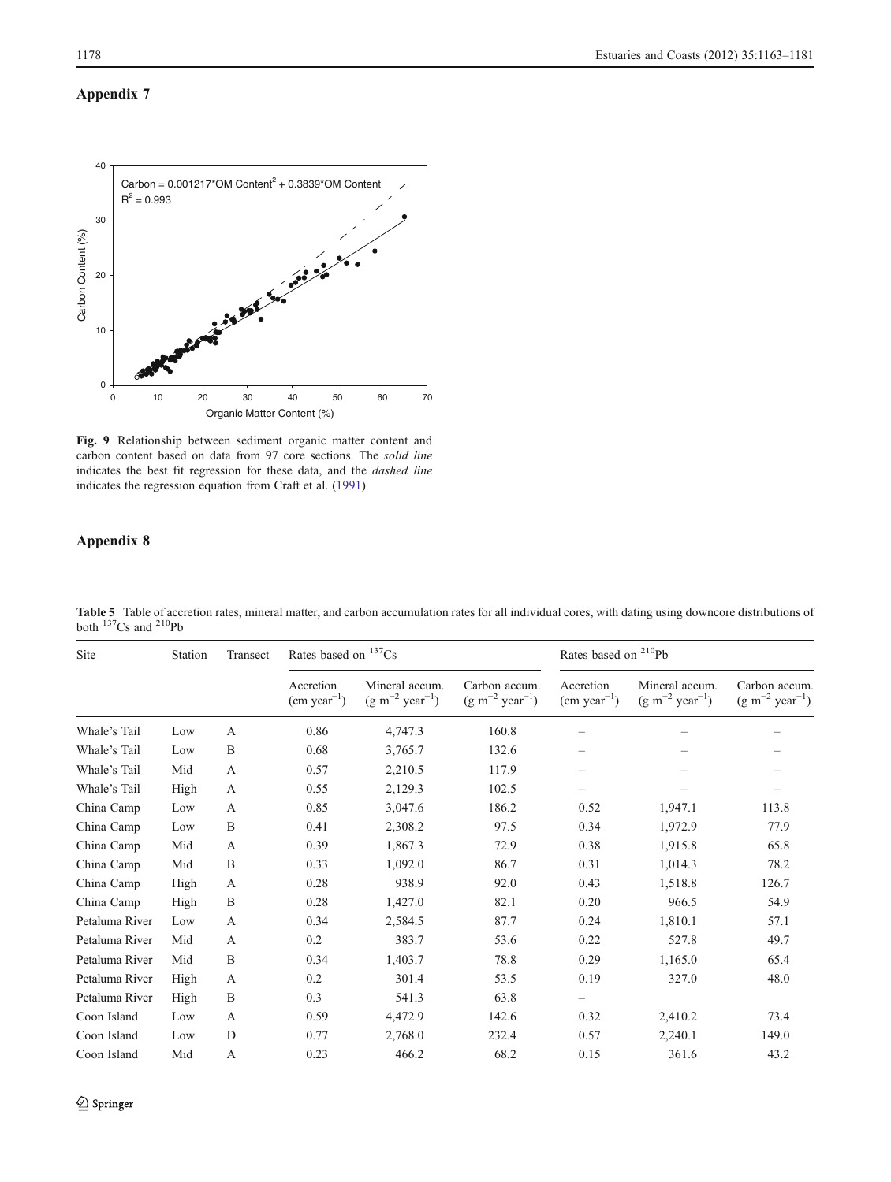## Appendix 7

**Fig. 9** Relationship between sediment organic matter content and carbon content based on data from 97 core sections. The *solid line* indicates the best fit regression for these data, and the *dashed line* indicates the regression equation from Craft et al. (1991)

## Appendix 8

**Table 5** Table of accretion rates, mineral matter, and carbon accumulation rates for all individual cores, with dating using downcore distributions of both $^{137}Cs$ and $^{210}Pb$

| Site | Station | Transect | Rates based on $^{137}Cs$ | | | Rates based on $^{210}Pb$ | | |
|---|---|---|---|---|---|---|---|---|
| | | | Accretion (cm $year^{-1}$) | Mineral accum. (g $m^{-2}$ $year^{-1}$) | Carbon accum. (g $m^{-2}$ $year^{-1}$) | Accretion (cm $year^{-1}$) | Mineral accum. (g $m^{-2}$ $year^{-1}$) | Carbon accum. (g $m^{-2}$ $year^{-1}$) |
| Whale's Tail | Low | A | 0.86 | 4,747.3 | 160.8 | – | – | – |
| Whale's Tail | Low | B | 0.68 | 3,765.7 | 132.6 | – | – | – |
| Whale's Tail | Mid | A | 0.57 | 2,210.5 | 117.9 | – | – | – |
| Whale's Tail | High | A | 0.55 | 2,129.3 | 102.5 | – | – | – |
| China Camp | Low | A | 0.85 | 3,047.6 | 186.2 | 0.52 | 1,947.1 | 113.8 |
| China Camp | Low | B | 0.41 | 2,308.2 | 97.5 | 0.34 | 1,972.9 | 77.9 |
| China Camp | Mid | A | 0.39 | 1,867.3 | 72.9 | 0.38 | 1,915.8 | 65.8 |
| China Camp | Mid | B | 0.33 | 1,092.0 | 86.7 | 0.31 | 1,014.3 | 78.2 |
| China Camp | High | A | 0.28 | 938.9 | 92.0 | 0.43 | 1,518.8 | 126.7 |
| China Camp | High | B | 0.28 | 1,427.0 | 82.1 | 0.20 | 966.5 | 54.9 |
| Petaluma River | Low | A | 0.34 | 2,584.5 | 87.7 | 0.24 | 1,810.1 | 57.1 |
| Petaluma River | Mid | A | 0.2 | 383.7 | 53.6 | 0.22 | 527.8 | 49.7 |
| Petaluma River | Mid | B | 0.34 | 1,403.7 | 78.8 | 0.29 | 1,165.0 | 65.4 |
| Petaluma River | High | A | 0.2 | 301.4 | 53.5 | 0.19 | 327.0 | 48.0 |
| Petaluma River | High | B | 0.3 | 541.3 | 63.8 | – | | |
| Coon Island | Low | A | 0.59 | 4,472.9 | 142.6 | 0.32 | 2,410.2 | 73.4 |
| Coon Island | Low | D | 0.77 | 2,768.0 | 232.4 | 0.57 | 2,240.1 | 149.0 |
| Coon Island | Mid | A | 0.23 | 466.2 | 68.2 | 0.15 | 361.6 | 43.2 |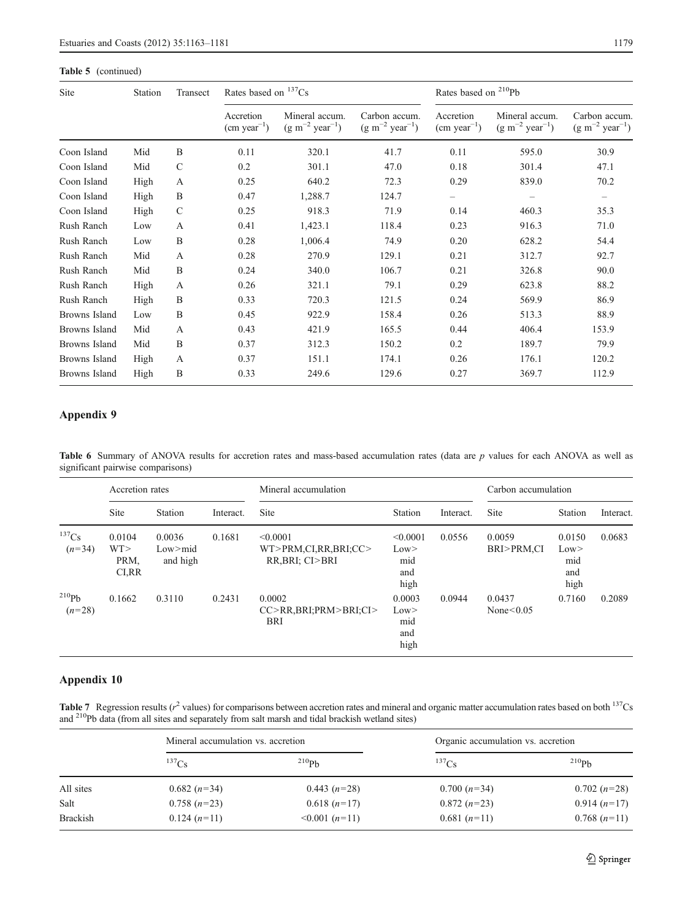**Table 5** (continued)

| Site | Station | Transect | Rates based on $^{137}$Cs | | | Rates based on $^{210}$Pb | | |
|---|---|---|---|---|---|---|---|---|
| | | | Accretion (cm year$^{-1}$) | Mineral accum. (g m$^{-2}$ year$^{-1}$) | Carbon accum. (g m$^{-2}$ year$^{-1}$) | Accretion (cm year$^{-1}$) | Mineral accum. (g m$^{-2}$ year$^{-1}$) | Carbon accum. (g m$^{-2}$ year$^{-1}$) |
| Coon Island | Mid | B | 0.11 | 320.1 | 41.7 | 0.11 | 595.0 | 30.9 |
| Coon Island | Mid | C | 0.2 | 301.1 | 47.0 | 0.18 | 301.4 | 47.1 |
| Coon Island | High | A | 0.25 | 640.2 | 72.3 | 0.29 | 839.0 | 70.2 |
| Coon Island | High | B | 0.47 | 1,288.7 | 124.7 | – | – | – |
| Coon Island | High | C | 0.25 | 918.3 | 71.9 | 0.14 | 460.3 | 35.3 |
| Rush Ranch | Low | A | 0.41 | 1,423.1 | 118.4 | 0.23 | 916.3 | 71.0 |
| Rush Ranch | Low | B | 0.28 | 1,006.4 | 74.9 | 0.20 | 628.2 | 54.4 |
| Rush Ranch | Mid | A | 0.28 | 270.9 | 129.1 | 0.21 | 312.7 | 92.7 |
| Rush Ranch | Mid | B | 0.24 | 340.0 | 106.7 | 0.21 | 326.8 | 90.0 |
| Rush Ranch | High | A | 0.26 | 321.1 | 79.1 | 0.29 | 623.8 | 88.2 |
| Rush Ranch | High | B | 0.33 | 720.3 | 121.5 | 0.24 | 569.9 | 86.9 |
| Browns Island | Low | B | 0.45 | 922.9 | 158.4 | 0.26 | 513.3 | 88.9 |
| Browns Island | Mid | A | 0.43 | 421.9 | 165.5 | 0.44 | 406.4 | 153.9 |
| Browns Island | Mid | B | 0.37 | 312.3 | 150.2 | 0.2 | 189.7 | 79.9 |
| Browns Island | High | A | 0.37 | 151.1 | 174.1 | 0.26 | 176.1 | 120.2 |
| Browns Island | High | B | 0.33 | 249.6 | 129.6 | 0.27 | 369.7 | 112.9 |

## Appendix 9

**Table 6** Summary of ANOVA results for accretion rates and mass-based accumulation rates (data are *p* values for each ANOVA as well as significant pairwise comparisons)

| | Accretion rates | | | Mineral accumulation | | | Carbon accumulation | | |
|---|---|---|---|---|---|---|---|---|---|
| | Site | Station | Interact. | Site | Station | Interact. | Site | Station | Interact. |
| $^{137}$Cs ($n$=34) | 0.0104 WT> PRM, CI,RR | 0.0036 Low>mid and high | 0.1681 | <0.0001 WT>PRM,CI,RR,BRI;CC> RR,BRI; CI>BRI | <0.0001 Low> mid and high | 0.0556 | 0.0059 BRI>PRM,CI | 0.0150 Low> mid and high | 0.0683 |
| $^{210}$Pb ($n$=28) | 0.1662 | 0.3110 | 0.2431 | 0.0002 CC>RR,BRI;PRM>BRI;CI> BRI | 0.0003 Low> mid and high | 0.0944 | 0.0437 None<0.05 | 0.7160 | 0.2089 |

## Appendix 10

**Table 7** Regression results ($r^2$ values) for comparisons between accretion rates and mineral and organic matter accumulation rates based on both $^{137}$Cs and $^{210}$Pb data (from all sites and separately from salt marsh and tidal brackish wetland sites)

| | Mineral accumulation vs. accretion | | Organic accumulation vs. accretion | |
|---|---|---|---|---|
| | $^{137}$Cs | $^{210}$Pb | $^{137}$Cs | $^{210}$Pb |
| All sites | 0.682 ($n$=34) | 0.443 ($n$=28) | 0.700 ($n$=34) | 0.702 ($n$=28) |
| Salt | 0.758 ($n$=23) | 0.618 ($n$=17) | 0.872 ($n$=23) | 0.914 ($n$=17) |
| Brackish | 0.124 ($n$=11) | <0.001 ($n$=11) | 0.681 ($n$=11) | 0.768 ($n$=11) |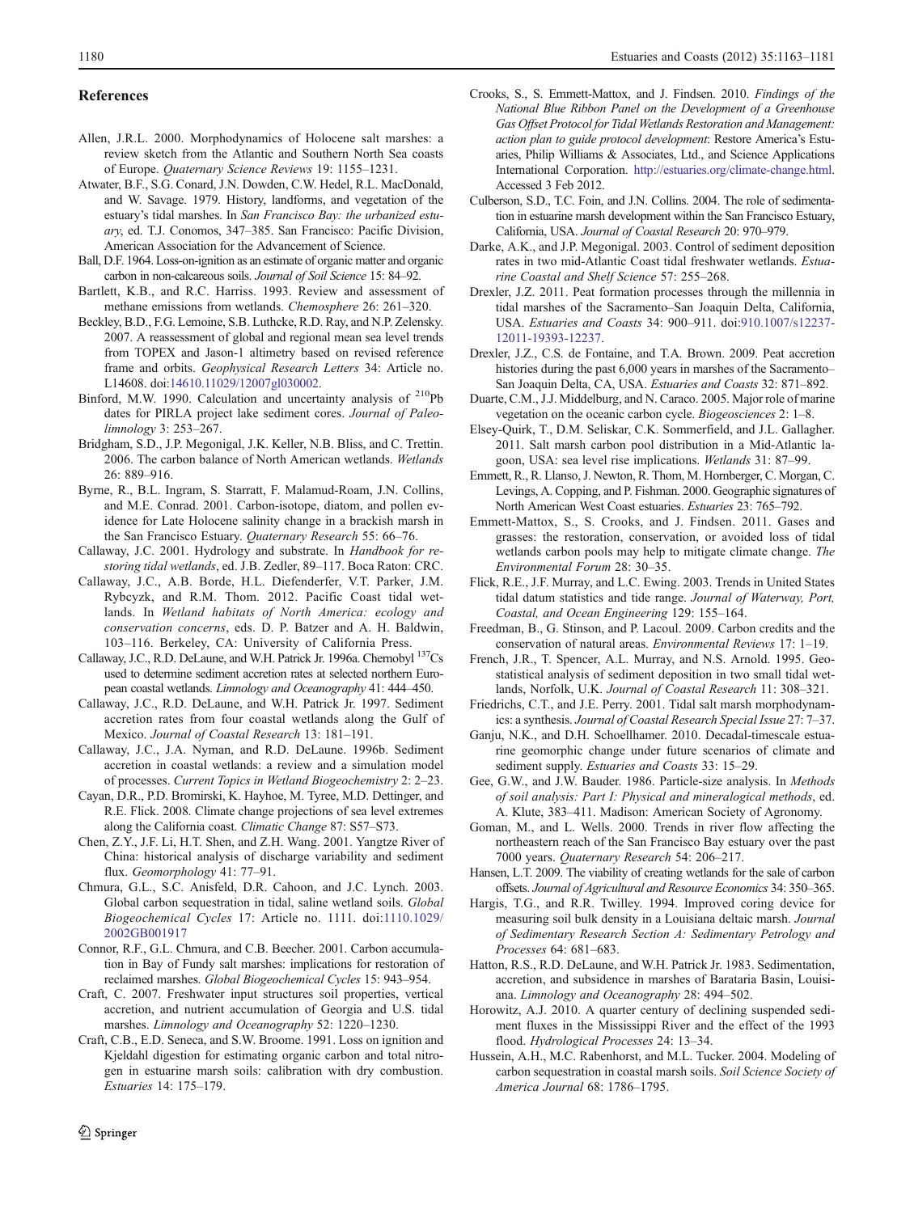## References

Allen, J.R.L. 2000. Morphodynamics of Holocene salt marshes: a review sketch from the Atlantic and Southern North Sea coasts of Europe. *Quaternary Science Reviews* 19: 1155–1231.

Atwater, B.F., S.G. Conard, J.N. Dowden, C.W. Hedel, R.L. MacDonald, and W. Savage. 1979. History, landforms, and vegetation of the estuary's tidal marshes. In *San Francisco Bay: the urbanized estuary*, ed. T.J. Conomos, 347–385. San Francisco: Pacific Division, American Association for the Advancement of Science.

Ball, D.F. 1964. Loss-on-ignition as an estimate of organic matter and organic carbon in non-calcareous soils. *Journal of Soil Science* 15: 84–92.

Bartlett, K.B., and R.C. Harriss. 1993. Review and assessment of methane emissions from wetlands. *Chemosphere* 26: 261–320.

Beckley, B.D., F.G. Lemoine, S.B. Luthcke, R.D. Ray, and N.P. Zelensky. 2007. A reassessment of global and regional mean sea level trends from TOPEX and Jason-1 altimetry based on revised reference frame and orbits. *Geophysical Research Letters* 34: Article no. L14608. doi:14610.11029/12007gl030002.

Binford, M.W. 1990. Calculation and uncertainty analysis of $^{210}$Pb dates for PIRLA project lake sediment cores. *Journal of Paleolimnology* 3: 253–267.

Bridgham, S.D., J.P. Megonigal, J.K. Keller, N.B. Bliss, and C. Trettin. 2006. The carbon balance of North American wetlands. *Wetlands* 26: 889–916.

Byrne, R., B.L. Ingram, S. Starratt, F. Malamud-Roam, J.N. Collins, and M.E. Conrad. 2001. Carbon-isotope, diatom, and pollen evidence for Late Holocene salinity change in a brackish marsh in the San Francisco Estuary. *Quaternary Research* 55: 66–76.

Callaway, J.C. 2001. Hydrology and substrate. In *Handbook for restoring tidal wetlands*, ed. J.B. Zedler, 89–117. Boca Raton: CRC.

Callaway, J.C., A.B. Borde, H.L. Diefenderfer, V.T. Parker, J.M. Rybczyk, and R.M. Thom. 2012. Pacific Coast tidal wetlands. In *Wetland habitats of North America: ecology and conservation concerns*, eds. D. P. Batzer and A. H. Baldwin, 103–116. Berkeley, CA: University of California Press.

Callaway, J.C., R.D. DeLaune, and W.H. Patrick Jr. 1996a. Chernobyl $^{137}$Cs used to determine sediment accretion rates at selected northern European coastal wetlands. *Limnology and Oceanography* 41: 444–450.

Callaway, J.C., R.D. DeLaune, and W.H. Patrick Jr. 1997. Sediment accretion rates from four coastal wetlands along the Gulf of Mexico. *Journal of Coastal Research* 13: 181–191.

Callaway, J.C., J.A. Nyman, and R.D. DeLaune. 1996b. Sediment accretion in coastal wetlands: a review and a simulation model of processes. *Current Topics in Wetland Biogeochemistry* 2: 2–23.

Cayan, D.R., P.D. Bromirski, K. Hayhoe, M. Tyree, M.D. Dettinger, and R.E. Flick. 2008. Climate change projections of sea level extremes along the California coast. *Climatic Change* 87: S57–S73.

Chen, Z.Y., J.F. Li, H.T. Shen, and Z.H. Wang. 2001. Yangtze River of China: historical analysis of discharge variability and sediment flux. *Geomorphology* 41: 77–91.

Chmura, G.L., S.C. Anisfeld, D.R. Cahoon, and J.C. Lynch. 2003. Global carbon sequestration in tidal, saline wetland soils. *Global Biogeochemical Cycles* 17: Article no. 1111. doi:1110.1029/2002GB001917

Connor, R.F., G.L. Chmura, and C.B. Beecher. 2001. Carbon accumulation in Bay of Fundy salt marshes: implications for restoration of reclaimed marshes. *Global Biogeochemical Cycles* 15: 943–954.

Craft, C. 2007. Freshwater input structures soil properties, vertical accretion, and nutrient accumulation of Georgia and U.S. tidal marshes. *Limnology and Oceanography* 52: 1220–1230.

Craft, C.B., E.D. Seneca, and S.W. Broome. 1991. Loss on ignition and Kjeldahl digestion for estimating organic carbon and total nitrogen in estuarine marsh soils: calibration with dry combustion. *Estuaries* 14: 175–179.

Crooks, S., S. Emmett-Mattox, and J. Findsen. 2010. *Findings of the National Blue Ribbon Panel on the Development of a Greenhouse Gas Offset Protocol for Tidal Wetlands Restoration and Management: action plan to guide protocol development*: Restore America's Estuaries, Philip Williams & Associates, Ltd., and Science Applications International Corporation. http://estuaries.org/climate-change.html. Accessed 3 Feb 2012.

Culberson, S.D., T.C. Foin, and J.N. Collins. 2004. The role of sedimentation in estuarine marsh development within the San Francisco Estuary, California, USA. *Journal of Coastal Research* 20: 970–979.

Darke, A.K., and J.P. Megonigal. 2003. Control of sediment deposition rates in two mid-Atlantic Coast tidal freshwater wetlands. *Estuarine Coastal and Shelf Science* 57: 255–268.

Drexler, J.Z. 2011. Peat formation processes through the millennia in tidal marshes of the Sacramento–San Joaquin Delta, California, USA. *Estuaries and Coasts* 34: 900–911. doi:910.1007/s12237-12011-19393-12237.

Drexler, J.Z., C.S. de Fontaine, and T.A. Brown. 2009. Peat accretion histories during the past 6,000 years in marshes of the Sacramento–San Joaquin Delta, CA, USA. *Estuaries and Coasts* 32: 871–892.

Duarte, C.M., J.J. Middelburg, and N. Caraco. 2005. Major role of marine vegetation on the oceanic carbon cycle. *Biogeosciences* 2: 1–8.

Elsey-Quirk, T., D.M. Seliskar, C.K. Sommerfield, and J.L. Gallagher. 2011. Salt marsh carbon pool distribution in a Mid-Atlantic lagoon, USA: sea level rise implications. *Wetlands* 31: 87–99.

Emmett, R., R. Llanso, J. Newton, R. Thom, M. Hornberger, C. Morgan, C. Levings, A. Copping, and P. Fishman. 2000. Geographic signatures of North American West Coast estuaries. *Estuaries* 23: 765–792.

Emmett-Mattox, S., S. Crooks, and J. Findsen. 2011. Gases and grasses: the restoration, conservation, or avoided loss of tidal wetlands carbon pools may help to mitigate climate change. *The Environmental Forum* 28: 30–35.

Flick, R.E., J.F. Murray, and L.C. Ewing. 2003. Trends in United States tidal datum statistics and tide range. *Journal of Waterway, Port, Coastal, and Ocean Engineering* 129: 155–164.

Freedman, B., G. Stinson, and P. Lacoul. 2009. Carbon credits and the conservation of natural areas. *Environmental Reviews* 17: 1–19.

French, J.R., T. Spencer, A.L. Murray, and N.S. Arnold. 1995. Geostatistical analysis of sediment deposition in two small tidal wetlands, Norfolk, U.K. *Journal of Coastal Research* 11: 308–321.

Friedrichs, C.T., and J.E. Perry. 2001. Tidal salt marsh morphodynamics: a synthesis. *Journal of Coastal Research Special Issue* 27: 7–37.

Ganju, N.K., and D.H. Schoellhamer. 2010. Decadal-timescale estuarine geomorphic change under future scenarios of climate and sediment supply. *Estuaries and Coasts* 33: 15–29.

Gee, G.W., and J.W. Bauder. 1986. Particle-size analysis. In *Methods of soil analysis: Part I: Physical and mineralogical methods*, ed. A. Klute, 383–411. Madison: American Society of Agronomy.

Goman, M., and L. Wells. 2000. Trends in river flow affecting the northeastern reach of the San Francisco Bay estuary over the past 7000 years. *Quaternary Research* 54: 206–217.

Hansen, L.T. 2009. The viability of creating wetlands for the sale of carbon offsets. *Journal of Agricultural and Resource Economics* 34: 350–365.

Hargis, T.G., and R.R. Twilley. 1994. Improved coring device for measuring soil bulk density in a Louisiana deltaic marsh. *Journal of Sedimentary Research Section A: Sedimentary Petrology and Processes* 64: 681–683.

Hatton, R.S., R.D. DeLaune, and W.H. Patrick Jr. 1983. Sedimentation, accretion, and subsidence in marshes of Barataria Basin, Louisiana. *Limnology and Oceanography* 28: 494–502.

Horowitz, A.J. 2010. A quarter century of declining suspended sediment fluxes in the Mississippi River and the effect of the 1993 flood. *Hydrological Processes* 24: 13–34.

Hussein, A.H., M.C. Rabenhorst, and M.L. Tucker. 2004. Modeling of carbon sequestration in coastal marsh soils. *Soil Science Society of America Journal* 68: 1786–1795.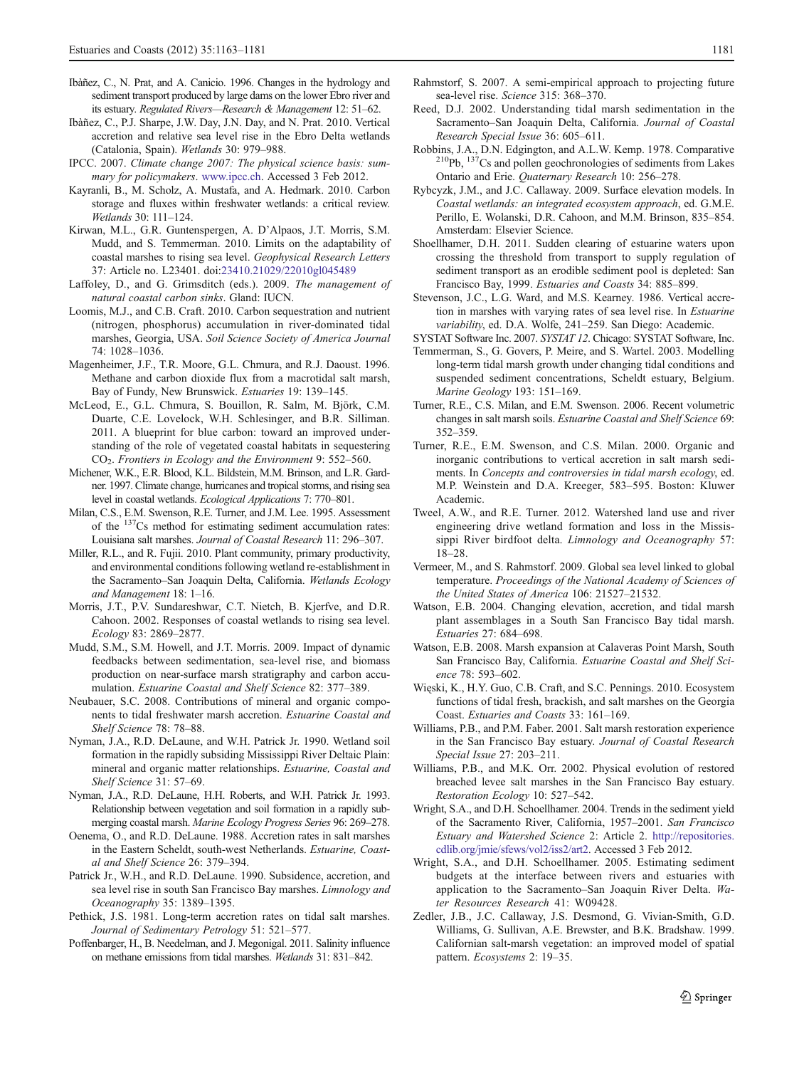Ibàñez, C., N. Prat, and A. Canicio. 1996. Changes in the hydrology and sediment transport produced by large dams on the lower Ebro river and its estuary. *Regulated Rivers—Research & Management* 12: 51–62.

Ibàñez, C., P.J. Sharpe, J.W. Day, J.N. Day, and N. Prat. 2010. Vertical accretion and relative sea level rise in the Ebro Delta wetlands (Catalonia, Spain). *Wetlands* 30: 979–988.

IPCC. 2007. *Climate change 2007: The physical science basis: summary for policymakers*. www.ipcc.ch. Accessed 3 Feb 2012.

Kayranli, B., M. Scholz, A. Mustafa, and A. Hedmark. 2010. Carbon storage and fluxes within freshwater wetlands: a critical review. *Wetlands* 30: 111–124.

Kirwan, M.L., G.R. Guntenspergen, A. D'Alpaos, J.T. Morris, S.M. Mudd, and S. Temmerman. 2010. Limits on the adaptability of coastal marshes to rising sea level. *Geophysical Research Letters* 37: Article no. L23401. doi:23410.21029/22010gl045489

Laffoley, D., and G. Grimsditch (eds.). 2009. *The management of natural coastal carbon sinks*. Gland: IUCN.

Loomis, M.J., and C.B. Craft. 2010. Carbon sequestration and nutrient (nitrogen, phosphorus) accumulation in river-dominated tidal marshes, Georgia, USA. *Soil Science Society of America Journal* 74: 1028–1036.

Magenheimer, J.F., T.R. Moore, G.L. Chmura, and R.J. Daoust. 1996. Methane and carbon dioxide flux from a macrotidal salt marsh, Bay of Fundy, New Brunswick. *Estuaries* 19: 139–145.

McLeod, E., G.L. Chmura, S. Bouillon, R. Salm, M. Björk, C.M. Duarte, C.E. Lovelock, W.H. Schlesinger, and B.R. Silliman. 2011. A blueprint for blue carbon: toward an improved understanding of the role of vegetated coastal habitats in sequestering $CO_2$. *Frontiers in Ecology and the Environment* 9: 552–560.

Michener, W.K., E.R. Blood, K.L. Bildstein, M.M. Brinson, and L.R. Gardner. 1997. Climate change, hurricanes and tropical storms, and rising sea level in coastal wetlands. *Ecological Applications* 7: 770–801.

Milan, C.S., E.M. Swenson, R.E. Turner, and J.M. Lee. 1995. Assessment of the $^{137}$Cs method for estimating sediment accumulation rates: Louisiana salt marshes. *Journal of Coastal Research* 11: 296–307.

Miller, R.L., and R. Fujii. 2010. Plant community, primary productivity, and environmental conditions following wetland re-establishment in the Sacramento–San Joaquin Delta, California. *Wetlands Ecology and Management* 18: 1–16.

Morris, J.T., P.V. Sundareshwar, C.T. Nietch, B. Kjerfve, and D.R. Cahoon. 2002. Responses of coastal wetlands to rising sea level. *Ecology* 83: 2869–2877.

Mudd, S.M., S.M. Howell, and J.T. Morris. 2009. Impact of dynamic feedbacks between sedimentation, sea-level rise, and biomass production on near-surface marsh stratigraphy and carbon accumulation. *Estuarine Coastal and Shelf Science* 82: 377–389.

Neubauer, S.C. 2008. Contributions of mineral and organic components to tidal freshwater marsh accretion. *Estuarine Coastal and Shelf Science* 78: 78–88.

Nyman, J.A., R.D. DeLaune, and W.H. Patrick Jr. 1990. Wetland soil formation in the rapidly subsiding Mississippi River Deltaic Plain: mineral and organic matter relationships. *Estuarine, Coastal and Shelf Science* 31: 57–69.

Nyman, J.A., R.D. DeLaune, H.H. Roberts, and W.H. Patrick Jr. 1993. Relationship between vegetation and soil formation in a rapidly submerging coastal marsh. *Marine Ecology Progress Series* 96: 269–278.

Oenema, O., and R.D. DeLaune. 1988. Accretion rates in salt marshes in the Eastern Scheldt, south-west Netherlands. *Estuarine, Coastal and Shelf Science* 26: 379–394.

Patrick Jr., W.H., and R.D. DeLaune. 1990. Subsidence, accretion, and sea level rise in south San Francisco Bay marshes. *Limnology and Oceanography* 35: 1389–1395.

Pethick, J.S. 1981. Long-term accretion rates on tidal salt marshes. *Journal of Sedimentary Petrology* 51: 521–577.

Poffenbarger, H., B. Needelman, and J. Megonigal. 2011. Salinity influence on methane emissions from tidal marshes. *Wetlands* 31: 831–842.

Rahmstorf, S. 2007. A semi-empirical approach to projecting future sea-level rise. *Science* 315: 368–370.

Reed, D.J. 2002. Understanding tidal marsh sedimentation in the Sacramento–San Joaquin Delta, California. *Journal of Coastal Research Special Issue* 36: 605–611.

Robbins, J.A., D.N. Edgington, and A.L.W. Kemp. 1978. Comparative $^{210}$Pb, $^{137}$Cs and pollen geochronologies of sediments from Lakes Ontario and Erie. *Quaternary Research* 10: 256–278.

Rybcyzk, J.M., and J.C. Callaway. 2009. Surface elevation models. In *Coastal wetlands: an integrated ecosystem approach*, ed. G.M.E. Perillo, E. Wolanski, D.R. Cahoon, and M.M. Brinson, 835–854. Amsterdam: Elsevier Science.

Shoellhamer, D.H. 2011. Sudden clearing of estuarine waters upon crossing the threshold from transport to supply regulation of sediment transport as an erodible sediment pool is depleted: San Francisco Bay, 1999. *Estuaries and Coasts* 34: 885–899.

Stevenson, J.C., L.G. Ward, and M.S. Kearney. 1986. Vertical accretion in marshes with varying rates of sea level rise. In *Estuarine variability*, ed. D.A. Wolfe, 241–259. San Diego: Academic.

SYSTAT Software Inc. 2007. *SYSTAT 12*. Chicago: SYSTAT Software, Inc.

Temmerman, S., G. Govers, P. Meire, and S. Wartel. 2003. Modelling long-term tidal marsh growth under changing tidal conditions and suspended sediment concentrations, Scheldt estuary, Belgium. *Marine Geology* 193: 151–169.

Turner, R.E., C.S. Milan, and E.M. Swenson. 2006. Recent volumetric changes in salt marsh soils. *Estuarine Coastal and Shelf Science* 69: 352–359.

Turner, R.E., E.M. Swenson, and C.S. Milan. 2000. Organic and inorganic contributions to vertical accretion in salt marsh sediments. In *Concepts and controversies in tidal marsh ecology*, ed. M.P. Weinstein and D.A. Kreeger, 583–595. Boston: Kluwer Academic.

Tweel, A.W., and R.E. Turner. 2012. Watershed land use and river engineering drive wetland formation and loss in the Mississippi River birdfoot delta. *Limnology and Oceanography* 57: 18–28.

Vermeer, M., and S. Rahmstorf. 2009. Global sea level linked to global temperature. *Proceedings of the National Academy of Sciences of the United States of America* 106: 21527–21532.

Watson, E.B. 2004. Changing elevation, accretion, and tidal marsh plant assemblages in a South San Francisco Bay tidal marsh. *Estuaries* 27: 684–698.

Watson, E.B. 2008. Marsh expansion at Calaveras Point Marsh, South San Francisco Bay, California. *Estuarine Coastal and Shelf Science* 78: 593–602.

Więski, K., H.Y. Guo, C.B. Craft, and S.C. Pennings. 2010. Ecosystem functions of tidal fresh, brackish, and salt marshes on the Georgia Coast. *Estuaries and Coasts* 33: 161–169.

Williams, P.B., and P.M. Faber. 2001. Salt marsh restoration experience in the San Francisco Bay estuary. *Journal of Coastal Research Special Issue* 27: 203–211.

Williams, P.B., and M.K. Orr. 2002. Physical evolution of restored breached levee salt marshes in the San Francisco Bay estuary. *Restoration Ecology* 10: 527–542.

Wright, S.A., and D.H. Schoellhamer. 2004. Trends in the sediment yield of the Sacramento River, California, 1957–2001. *San Francisco Estuary and Watershed Science* 2: Article 2. http://repositories.cdlib.org/jmie/sfews/vol2/iss2/art2. Accessed 3 Feb 2012.

Wright, S.A., and D.H. Schoellhamer. 2005. Estimating sediment budgets at the interface between rivers and estuaries with application to the Sacramento–San Joaquin River Delta. *Water Resources Research* 41: W09428.

Zedler, J.B., J.C. Callaway, J.S. Desmond, G. Vivian-Smith, G.D. Williams, G. Sullivan, A.E. Brewster, and B.K. Bradshaw. 1999. Californian salt-marsh vegetation: an improved model of spatial pattern. *Ecosystems* 2: 19–35.